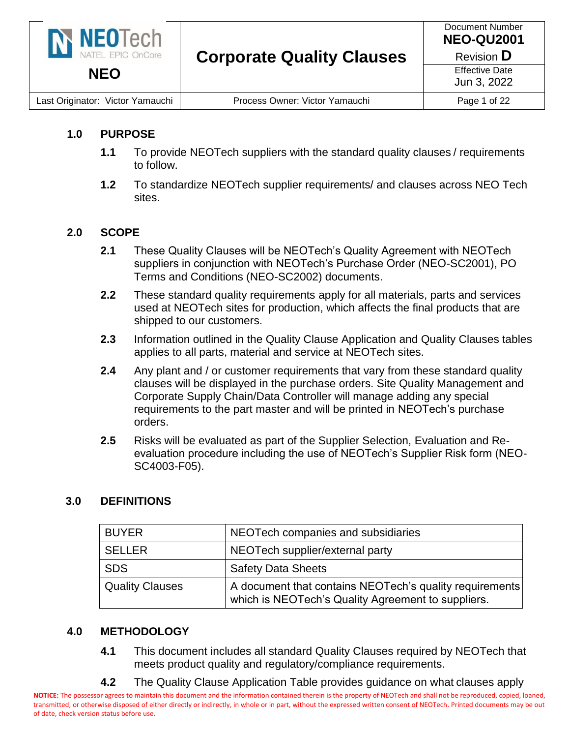# Corporate Quality Clauses

| NEO | Corporate Quality Clauses | Document Number **NEO-QU2001** Revision **D** |
| --- | --- | --- |
| | | Effective Date Jun 3, 2022 |
| Last Originator: Victor Yamauchi | Process Owner: Victor Yamauchi | |

## 1.0 PURPOSE

**1.1** To provide NEOTech suppliers with the standard quality clauses / requirements to follow.

**1.2** To standardize NEOTech supplier requirements/ and clauses across NEO Tech sites.

## 2.0 SCOPE

**2.1** These Quality Clauses will be NEOTech's Quality Agreement with NEOTech suppliers in conjunction with NEOTech's Purchase Order (NEO-SC2001), PO Terms and Conditions (NEO-SC2002) documents.

**2.2** These standard quality requirements apply for all materials, parts and services used at NEOTech sites for production, which affects the final products that are shipped to our customers.

**2.3** Information outlined in the Quality Clause Application and Quality Clauses tables applies to all parts, material and service at NEOTech sites.

**2.4** Any plant and / or customer requirements that vary from these standard quality clauses will be displayed in the purchase orders. Site Quality Management and Corporate Supply Chain/Data Controller will manage adding any special requirements to the part master and will be printed in NEOTech's purchase orders.

**2.5** Risks will be evaluated as part of the Supplier Selection, Evaluation and Re-evaluation procedure including the use of NEOTech's Supplier Risk form (NEO-SC4003-F05).

## 3.0 DEFINITIONS

| | |
| --- | --- |
| BUYER | NEOTech companies and subsidiaries |
| SELLER | NEOTech supplier/external party |
| SDS | Safety Data Sheets |
| Quality Clauses | A document that contains NEOTech's quality requirements which is NEOTech's Quality Agreement to suppliers. |

## 4.0 METHODOLOGY

**4.1** This document includes all standard Quality Clauses required by NEOTech that meets product quality and regulatory/compliance requirements.

**4.2** The Quality Clause Application Table provides guidance on what clauses apply

**NOTICE:** The possessor agrees to maintain this document and the information contained therein is the property of NEOTech and shall not be reproduced, copied, loaned, transmitted, or otherwise disposed of either directly or indirectly, in whole or in part, without the expressed written consent of NEOTech. Printed documents may be out of date, check version status before use.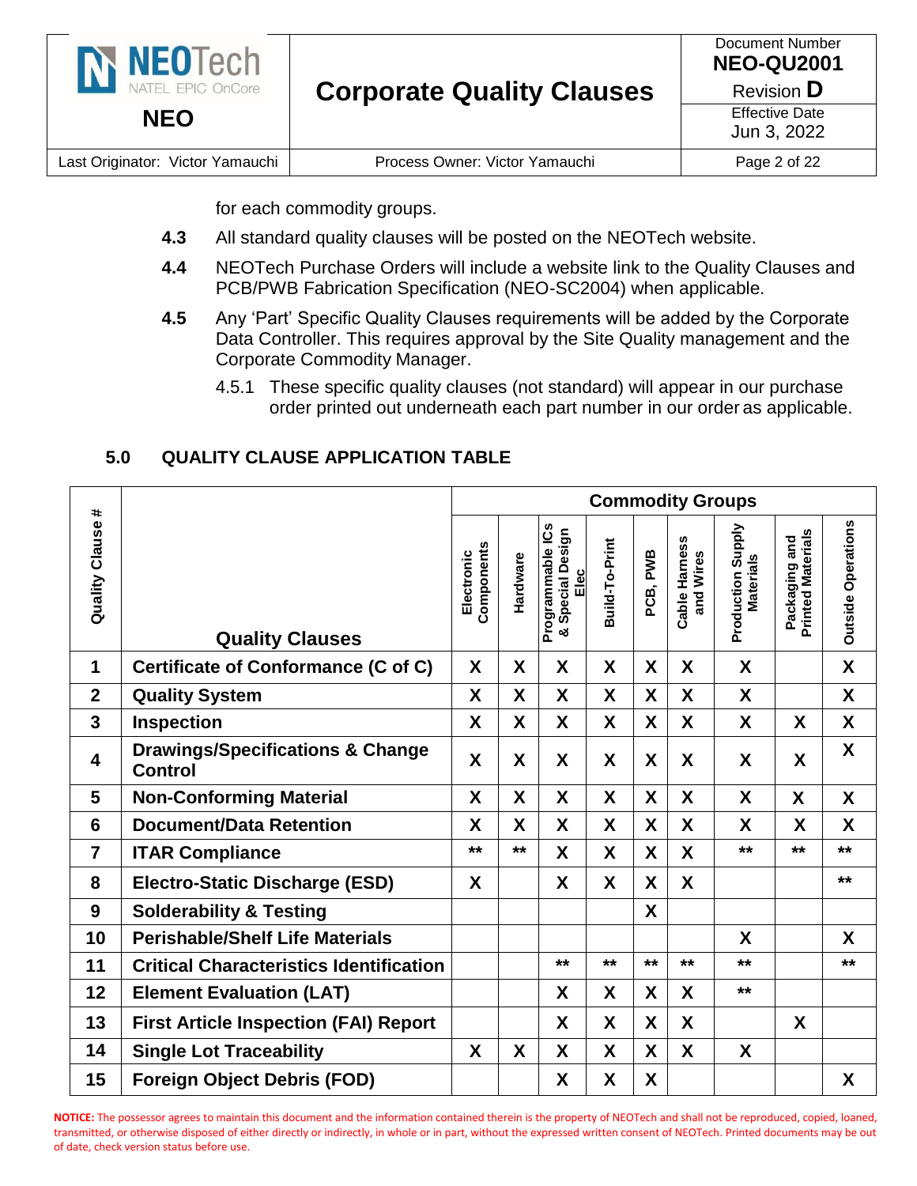for each commodity groups.

**4.3** All standard quality clauses will be posted on the NEOTech website.

**4.4** NEOTech Purchase Orders will include a website link to the Quality Clauses and PCB/PWB Fabrication Specification (NEO-SC2004) when applicable.

**4.5** Any 'Part' Specific Quality Clauses requirements will be added by the Corporate Data Controller. This requires approval by the Site Quality management and the Corporate Commodity Manager.

4.5.1 These specific quality clauses (not standard) will appear in our purchase order printed out underneath each part number in our order as applicable.

## 5.0 QUALITY CLAUSE APPLICATION TABLE

| Quality Clause # | Quality Clauses | Commodity Groups | | | | | | | | |
|---|---|---|---|---|---|---|---|---|---|---|
| | | Electronic Components | Hardware | Programmable ICs & Special Design Elec | Build-To-Print | PCB, PWB | Cable Harness and Wires | Production Supply Materials | Packaging and Printed Materials | Outside Operations |
| 1 | Certificate of Conformance (C of C) | X | X | X | X | X | X | X | | X |
| 2 | Quality System | X | X | X | X | X | X | X | | X |
| 3 | Inspection | X | X | X | X | X | X | X | X | X |
| 4 | Drawings/Specifications & Change Control | X | X | X | X | X | X | X | X | X |
| 5 | Non-Conforming Material | X | X | X | X | X | X | X | X | X |
| 6 | Document/Data Retention | X | X | X | X | X | X | X | X | X |
| 7 | ITAR Compliance | ** | ** | X | X | X | X | ** | ** | ** |
| 8 | Electro-Static Discharge (ESD) | X | | X | X | X | X | | | ** |
| 9 | Solderability & Testing | | | | | X | | | | |
| 10 | Perishable/Shelf Life Materials | | | | | | | X | | X |
| 11 | Critical Characteristics Identification | | | ** | ** | ** | ** | ** | | ** |
| 12 | Element Evaluation (LAT) | | | X | X | X | X | ** | | |
| 13 | First Article Inspection (FAI) Report | | | X | X | X | X | | X | |
| 14 | Single Lot Traceability | X | X | X | X | X | X | X | | |
| 15 | Foreign Object Debris (FOD) | | | X | X | X | | | | X |

**NOTICE:** The possessor agrees to maintain this document and the information contained therein is the property of NEOTech and shall not be reproduced, copied, loaned, transmitted, or otherwise disposed of either directly or indirectly, in whole or in part, without the expressed written consent of NEOTech. Printed documents may be out of date, check version status before use.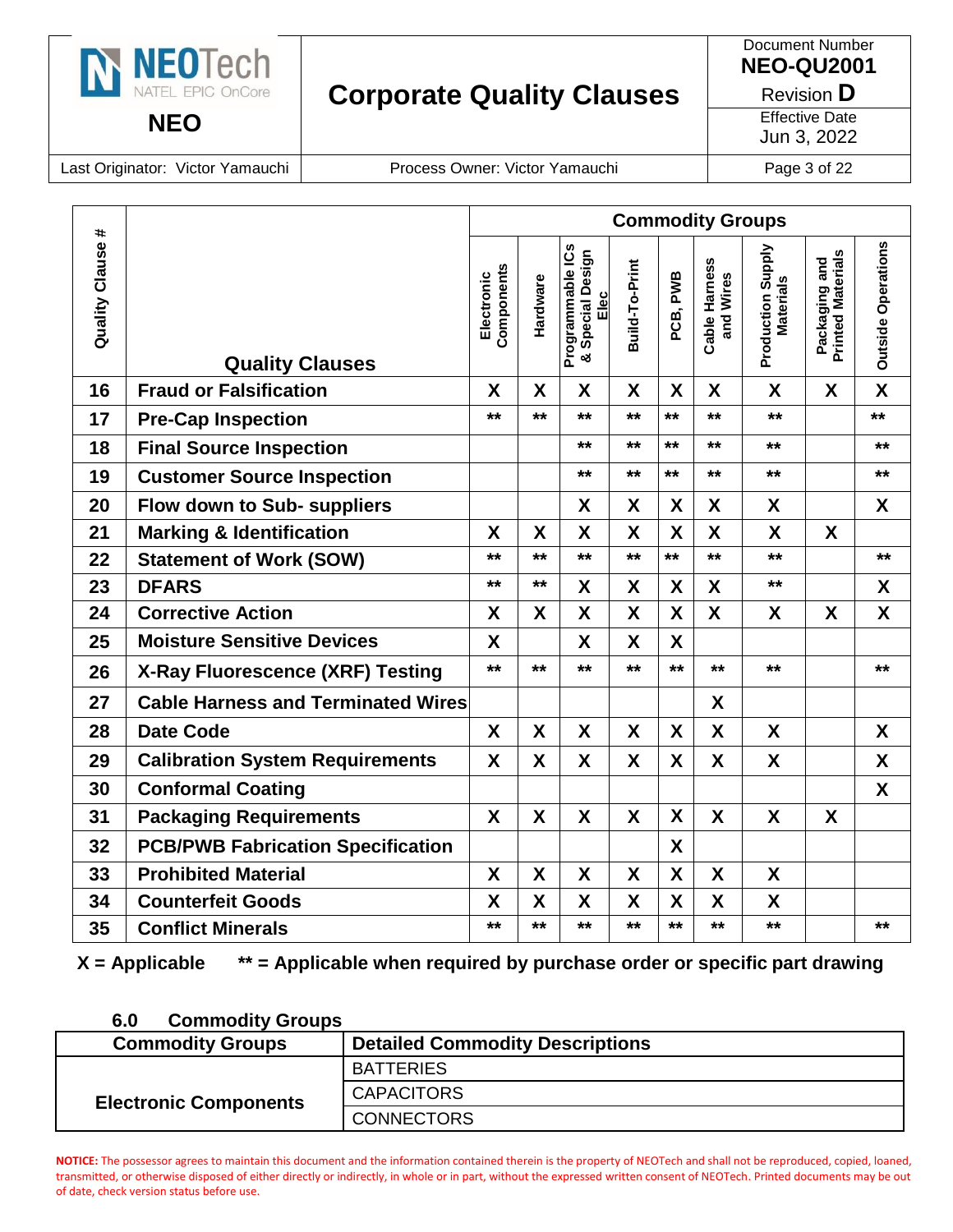| Quality Clause # | Quality Clauses | Electronic Components | Hardware | Programmable ICs & Special Design Elec | Build-To-Print | PCB, PWB | Cable Harness and Wires | Production Supply Materials | Packaging and Printed Materials | Outside Operations |
|---|---|---|---|---|---|---|---|---|---|---|
| | | **Commodity Groups** | | | | | | | | |
| 16 | **Fraud or Falsification** | X | X | X | X | X | X | X | X | X |
| 17 | **Pre-Cap Inspection** | ** | ** | ** | ** | ** | ** | ** | | ** |
| 18 | **Final Source Inspection** | | | ** | ** | ** | ** | ** | | ** |
| 19 | **Customer Source Inspection** | | | ** | ** | ** | ** | ** | | ** |
| 20 | **Flow down to Sub- suppliers** | | | X | X | X | X | X | | X |
| 21 | **Marking & Identification** | X | X | X | X | X | X | X | X | |
| 22 | **Statement of Work (SOW)** | ** | ** | ** | ** | ** | ** | ** | | ** |
| 23 | **DFARS** | ** | ** | X | X | X | X | ** | | X |
| 24 | **Corrective Action** | X | X | X | X | X | X | X | X | X |
| 25 | **Moisture Sensitive Devices** | X | | X | X | X | | | | |
| 26 | **X-Ray Fluorescence (XRF) Testing** | ** | ** | ** | ** | ** | ** | ** | | ** |
| 27 | **Cable Harness and Terminated Wires** | | | | | | X | | | |
| 28 | **Date Code** | X | X | X | X | X | X | X | | X |
| 29 | **Calibration System Requirements** | X | X | X | X | X | X | X | | X |
| 30 | **Conformal Coating** | | | | | | | | | X |
| 31 | **Packaging Requirements** | X | X | X | X | X | X | X | X | |
| 32 | **PCB/PWB Fabrication Specification** | | | | | X | | | | |
| 33 | **Prohibited Material** | X | X | X | X | X | X | X | | |
| 34 | **Counterfeit Goods** | X | X | X | X | X | X | X | | |
| 35 | **Conflict Minerals** | ** | ** | ** | ** | ** | ** | ** | | ** |

**X = Applicable** **** = Applicable when required by purchase order or specific part drawing**

## 6.0 Commodity Groups

| Commodity Groups | Detailed Commodity Descriptions |
|---|---|
| **Electronic Components** | BATTERIES |
| | CAPACITORS |
| | CONNECTORS |

**NOTICE:** The possessor agrees to maintain this document and the information contained therein is the property of NEOTech and shall not be reproduced, copied, loaned, transmitted, or otherwise disposed of either directly or indirectly, in whole or in part, without the expressed written consent of NEOTech. Printed documents may be out of date, check version status before use.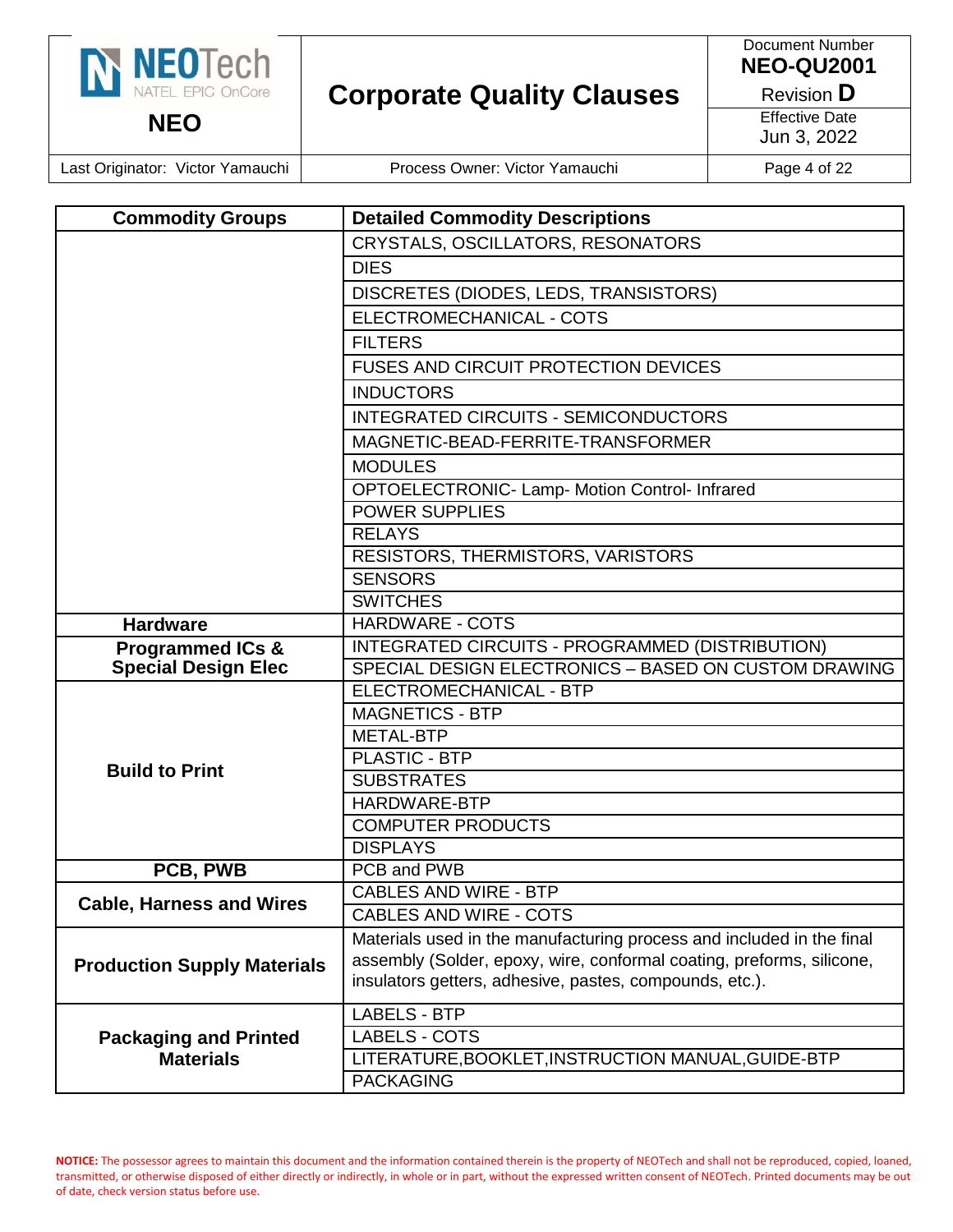| Commodity Groups | Detailed Commodity Descriptions |
|---|---|
| | CRYSTALS, OSCILLATORS, RESONATORS |
| | DIES |
| | DISCRETES (DIODES, LEDS, TRANSISTORS) |
| | ELECTROMECHANICAL - COTS |
| | FILTERS |
| | FUSES AND CIRCUIT PROTECTION DEVICES |
| | INDUCTORS |
| | INTEGRATED CIRCUITS - SEMICONDUCTORS |
| | MAGNETIC-BEAD-FERRITE-TRANSFORMER |
| | MODULES |
| | OPTOELECTRONIC- Lamp- Motion Control- Infrared |
| | POWER SUPPLIES |
| | RELAYS |
| | RESISTORS, THERMISTORS, VARISTORS |
| | SENSORS |
| | SWITCHES |
| **Hardware** | HARDWARE - COTS |
| **Programmed ICs & Special Design Elec** | INTEGRATED CIRCUITS - PROGRAMMED (DISTRIBUTION) |
| | SPECIAL DESIGN ELECTRONICS – BASED ON CUSTOM DRAWING |
| **Build to Print** | ELECTROMECHANICAL - BTP |
| | MAGNETICS - BTP |
| | METAL-BTP |
| | PLASTIC - BTP |
| | SUBSTRATES |
| | HARDWARE-BTP |
| | COMPUTER PRODUCTS |
| | DISPLAYS |
| **PCB, PWB** | PCB and PWB |
| **Cable, Harness and Wires** | CABLES AND WIRE - BTP |
| | CABLES AND WIRE - COTS |
| **Production Supply Materials** | Materials used in the manufacturing process and included in the final assembly (Solder, epoxy, wire, conformal coating, preforms, silicone, insulators getters, adhesive, pastes, compounds, etc.). |
| **Packaging and Printed Materials** | LABELS - BTP |
| | LABELS - COTS |
| | LITERATURE,BOOKLET,INSTRUCTION MANUAL,GUIDE-BTP |
| | PACKAGING |

**NOTICE:** The possessor agrees to maintain this document and the information contained therein is the property of NEOTech and shall not be reproduced, copied, loaned, transmitted, or otherwise disposed of either directly or indirectly, in whole or in part, without the expressed written consent of NEOTech. Printed documents may be out of date, check version status before use.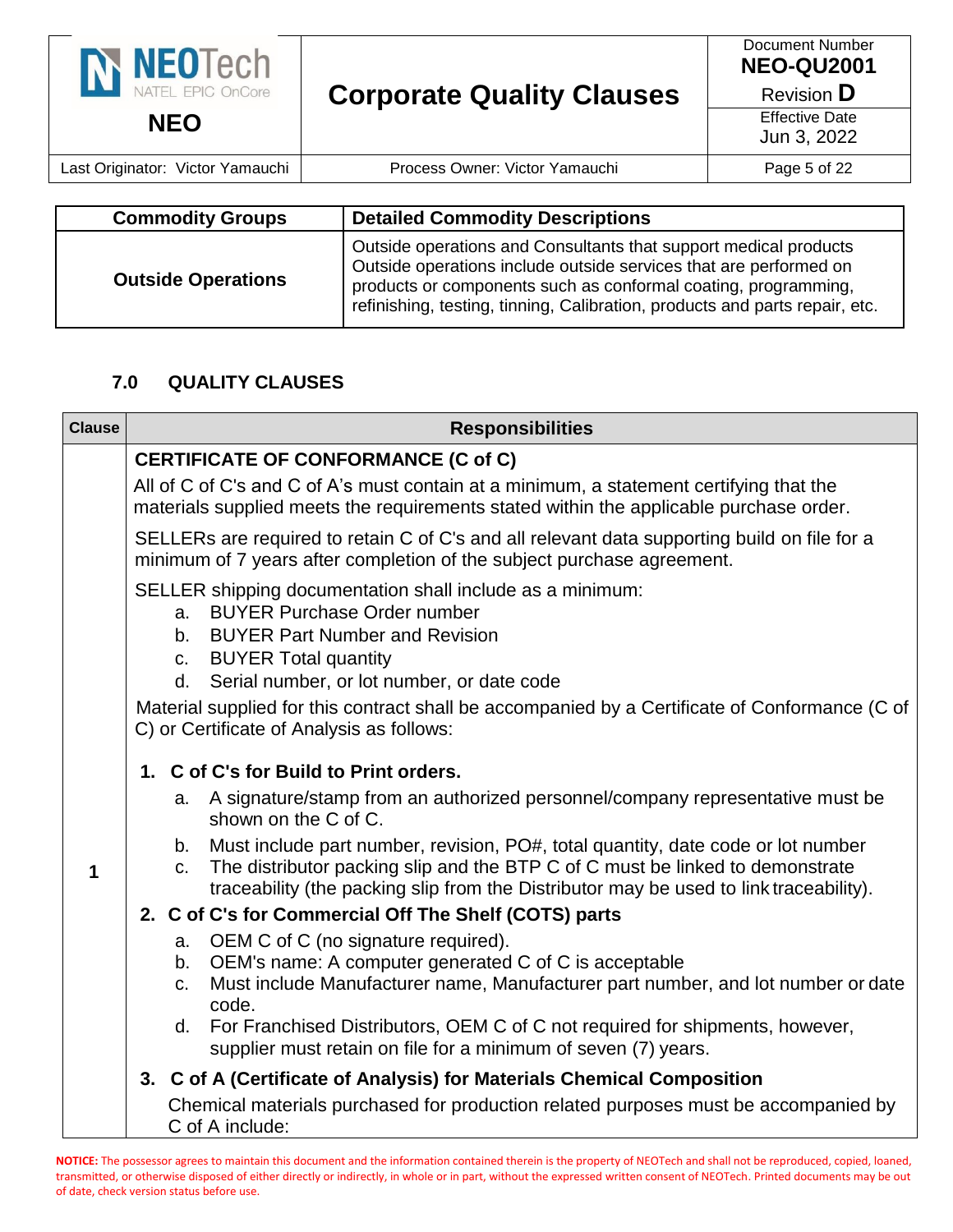| Commodity Groups | Detailed Commodity Descriptions |
|---|---|
| **Outside Operations** | Outside operations and Consultants that support medical products Outside operations include outside services that are performed on products or components such as conformal coating, programming, refinishing, testing, tinning, Calibration, products and parts repair, etc. |

## 7.0 QUALITY CLAUSES

| Clause | Responsibilities |
|---|---|
| 1 | **CERTIFICATE OF CONFORMANCE (C of C)**<br><br>All of C of C's and C of A's must contain at a minimum, a statement certifying that the materials supplied meets the requirements stated within the applicable purchase order.<br><br>SELLERs are required to retain C of C's and all relevant data supporting build on file for a minimum of 7 years after completion of the subject purchase agreement.<br><br>SELLER shipping documentation shall include as a minimum:<br>a. BUYER Purchase Order number<br>b. BUYER Part Number and Revision<br>c. BUYER Total quantity<br>d. Serial number, or lot number, or date code<br><br>Material supplied for this contract shall be accompanied by a Certificate of Conformance (C of C) or Certificate of Analysis as follows:<br><br>**1. C of C's for Build to Print orders.**<br>a. A signature/stamp from an authorized personnel/company representative must be shown on the C of C.<br>b. Must include part number, revision, PO#, total quantity, date code or lot number<br>c. The distributor packing slip and the BTP C of C must be linked to demonstrate traceability (the packing slip from the Distributor may be used to link traceability).<br><br>**2. C of C's for Commercial Off The Shelf (COTS) parts**<br>a. OEM C of C (no signature required).<br>b. OEM's name: A computer generated C of C is acceptable<br>c. Must include Manufacturer name, Manufacturer part number, and lot number or date code.<br>d. For Franchised Distributors, OEM C of C not required for shipments, however, supplier must retain on file for a minimum of seven (7) years.<br><br>**3. C of A (Certificate of Analysis) for Materials Chemical Composition**<br>Chemical materials purchased for production related purposes must be accompanied by C of A include: |

**NOTICE:** The possessor agrees to maintain this document and the information contained therein is the property of NEOTech and shall not be reproduced, copied, loaned, transmitted, or otherwise disposed of either directly or indirectly, in whole or in part, without the expressed written consent of NEOTech. Printed documents may be out of date, check version status before use.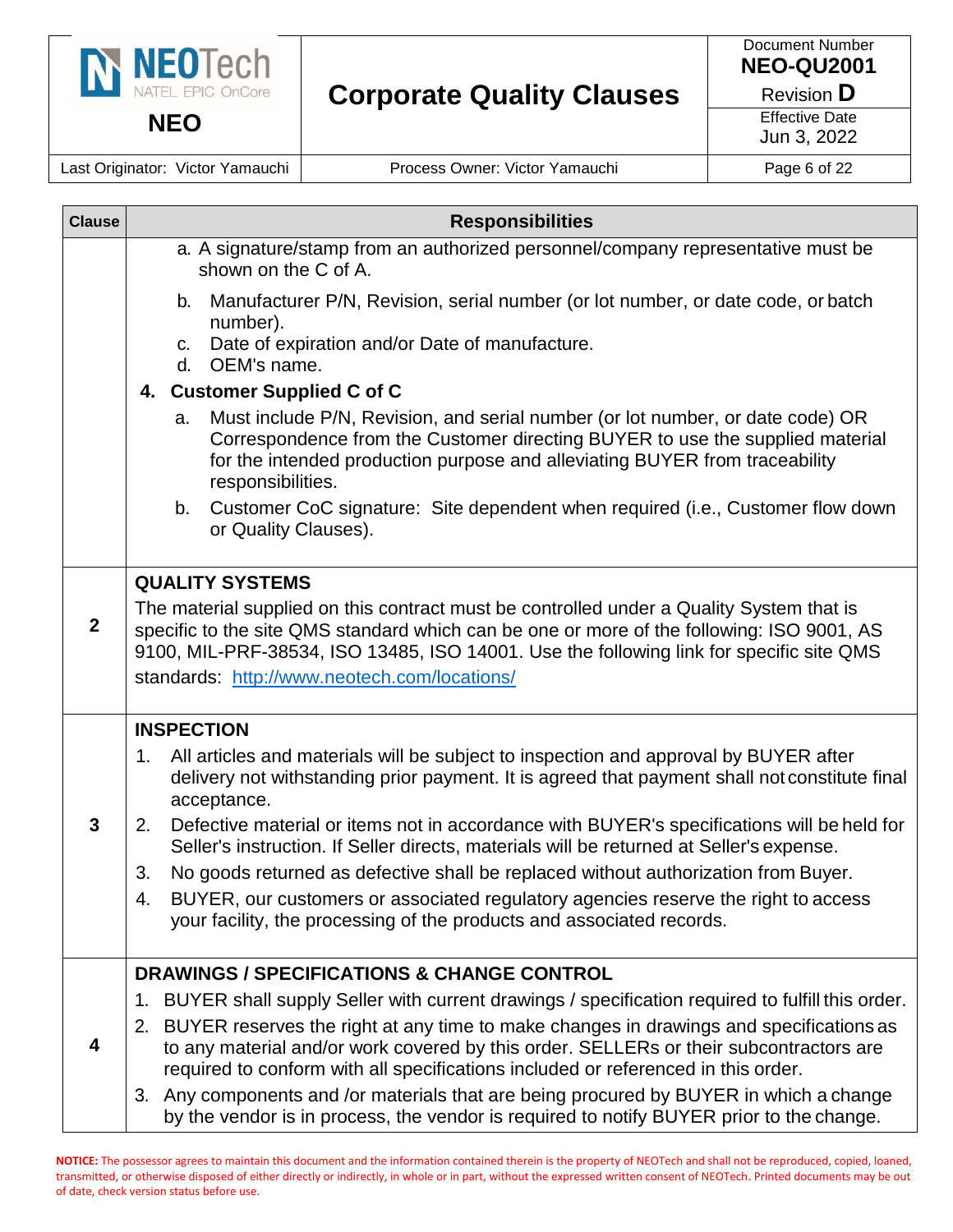| Clause | Responsibilities |
|---|---|
| | a. A signature/stamp from an authorized personnel/company representative must be shown on the C of A.<br>b. Manufacturer P/N, Revision, serial number (or lot number, or date code, or batch number).<br>c. Date of expiration and/or Date of manufacture.<br>d. OEM's name.<br>**4. Customer Supplied C of C**<br>a. Must include P/N, Revision, and serial number (or lot number, or date code) OR Correspondence from the Customer directing BUYER to use the supplied material for the intended production purpose and alleviating BUYER from traceability responsibilities.<br>b. Customer CoC signature: Site dependent when required (i.e., Customer flow down or Quality Clauses). |
| **2** | **QUALITY SYSTEMS**<br>The material supplied on this contract must be controlled under a Quality System that is specific to the site QMS standard which can be one or more of the following: ISO 9001, AS 9100, MIL-PRF-38534, ISO 13485, ISO 14001. Use the following link for specific site QMS standards: [http://www.neotech.com/locations/](http://www.neotech.com/locations/) |
| **3** | **INSPECTION**<br>1. All articles and materials will be subject to inspection and approval by BUYER after delivery not withstanding prior payment. It is agreed that payment shall not constitute final acceptance.<br>2. Defective material or items not in accordance with BUYER's specifications will be held for Seller's instruction. If Seller directs, materials will be returned at Seller's expense.<br>3. No goods returned as defective shall be replaced without authorization from Buyer.<br>4. BUYER, our customers or associated regulatory agencies reserve the right to access your facility, the processing of the products and associated records. |
| **4** | **DRAWINGS / SPECIFICATIONS & CHANGE CONTROL**<br>1. BUYER shall supply Seller with current drawings / specification required to fulfill this order.<br>2. BUYER reserves the right at any time to make changes in drawings and specifications as to any material and/or work covered by this order. SELLERs or their subcontractors are required to conform with all specifications included or referenced in this order.<br>3. Any components and /or materials that are being procured by BUYER in which a change by the vendor is in process, the vendor is required to notify BUYER prior to the change. |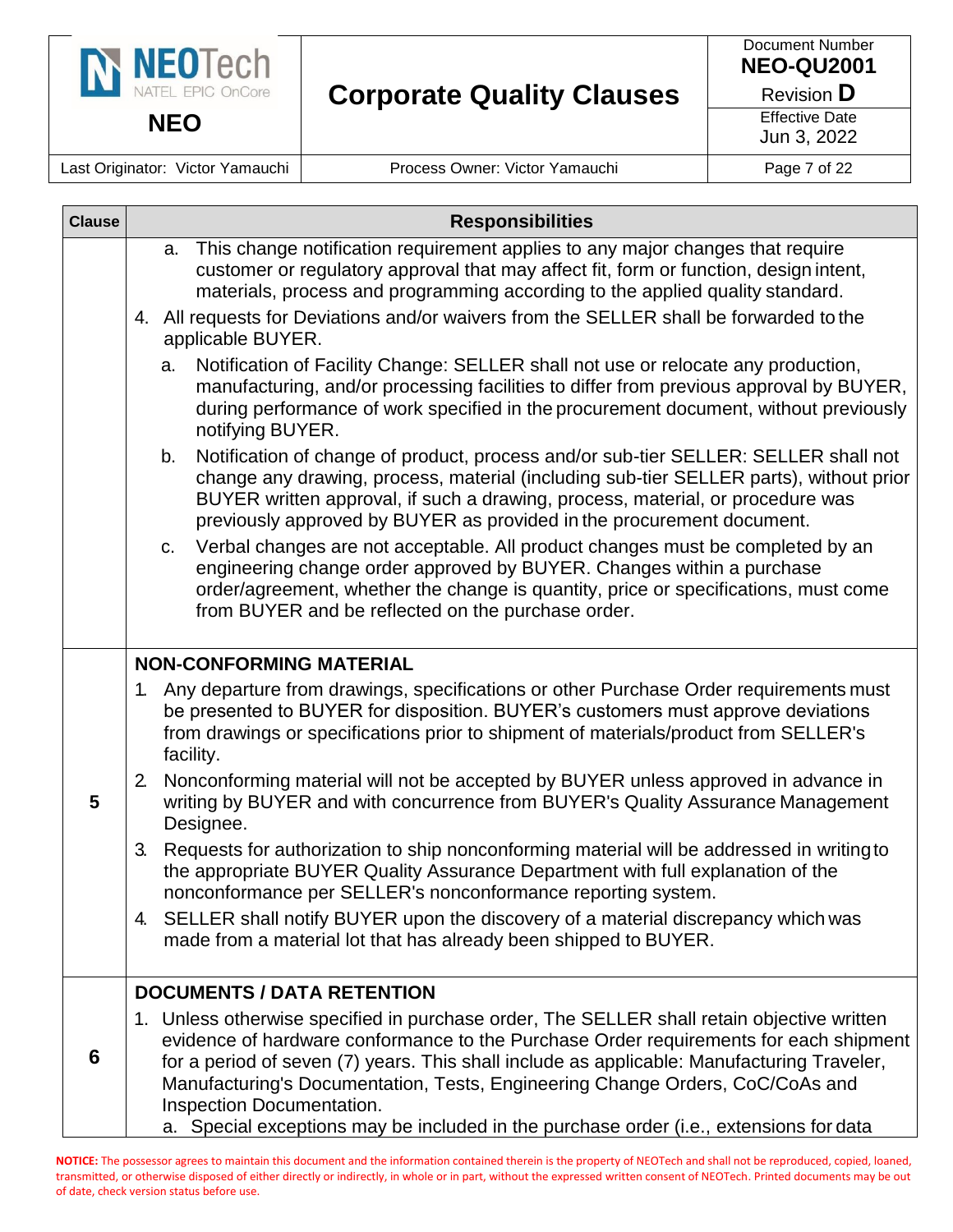| Clause | Responsibilities |
|---|---|
| | a. This change notification requirement applies to any major changes that require customer or regulatory approval that may affect fit, form or function, design intent, materials, process and programming according to the applied quality standard.<br>4. All requests for Deviations and/or waivers from the SELLER shall be forwarded to the applicable BUYER.<br>a. Notification of Facility Change: SELLER shall not use or relocate any production, manufacturing, and/or processing facilities to differ from previous approval by BUYER, during performance of work specified in the procurement document, without previously notifying BUYER.<br>b. Notification of change of product, process and/or sub-tier SELLER: SELLER shall not change any drawing, process, material (including sub-tier SELLER parts), without prior BUYER written approval, if such a drawing, process, material, or procedure was previously approved by BUYER as provided in the procurement document.<br>c. Verbal changes are not acceptable. All product changes must be completed by an engineering change order approved by BUYER. Changes within a purchase order/agreement, whether the change is quantity, price or specifications, must come from BUYER and be reflected on the purchase order. |
| 5 | **NON-CONFORMING MATERIAL**<br>1. Any departure from drawings, specifications or other Purchase Order requirements must be presented to BUYER for disposition. BUYER's customers must approve deviations from drawings or specifications prior to shipment of materials/product from SELLER's facility.<br>2. Nonconforming material will not be accepted by BUYER unless approved in advance in writing by BUYER and with concurrence from BUYER's Quality Assurance Management Designee.<br>3. Requests for authorization to ship nonconforming material will be addressed in writing to the appropriate BUYER Quality Assurance Department with full explanation of the nonconformance per SELLER's nonconformance reporting system.<br>4. SELLER shall notify BUYER upon the discovery of a material discrepancy which was made from a material lot that has already been shipped to BUYER. |
| 6 | **DOCUMENTS / DATA RETENTION**<br>1. Unless otherwise specified in purchase order, The SELLER shall retain objective written evidence of hardware conformance to the Purchase Order requirements for each shipment for a period of seven (7) years. This shall include as applicable: Manufacturing Traveler, Manufacturing's Documentation, Tests, Engineering Change Orders, CoC/CoAs and Inspection Documentation.<br>a. Special exceptions may be included in the purchase order (i.e., extensions for data |

**NOTICE:** The possessor agrees to maintain this document and the information contained therein is the property of NEOTech and shall not be reproduced, copied, loaned, transmitted, or otherwise disposed of either directly or indirectly, in whole or in part, without the expressed written consent of NEOTech. Printed documents may be out of date, check version status before use.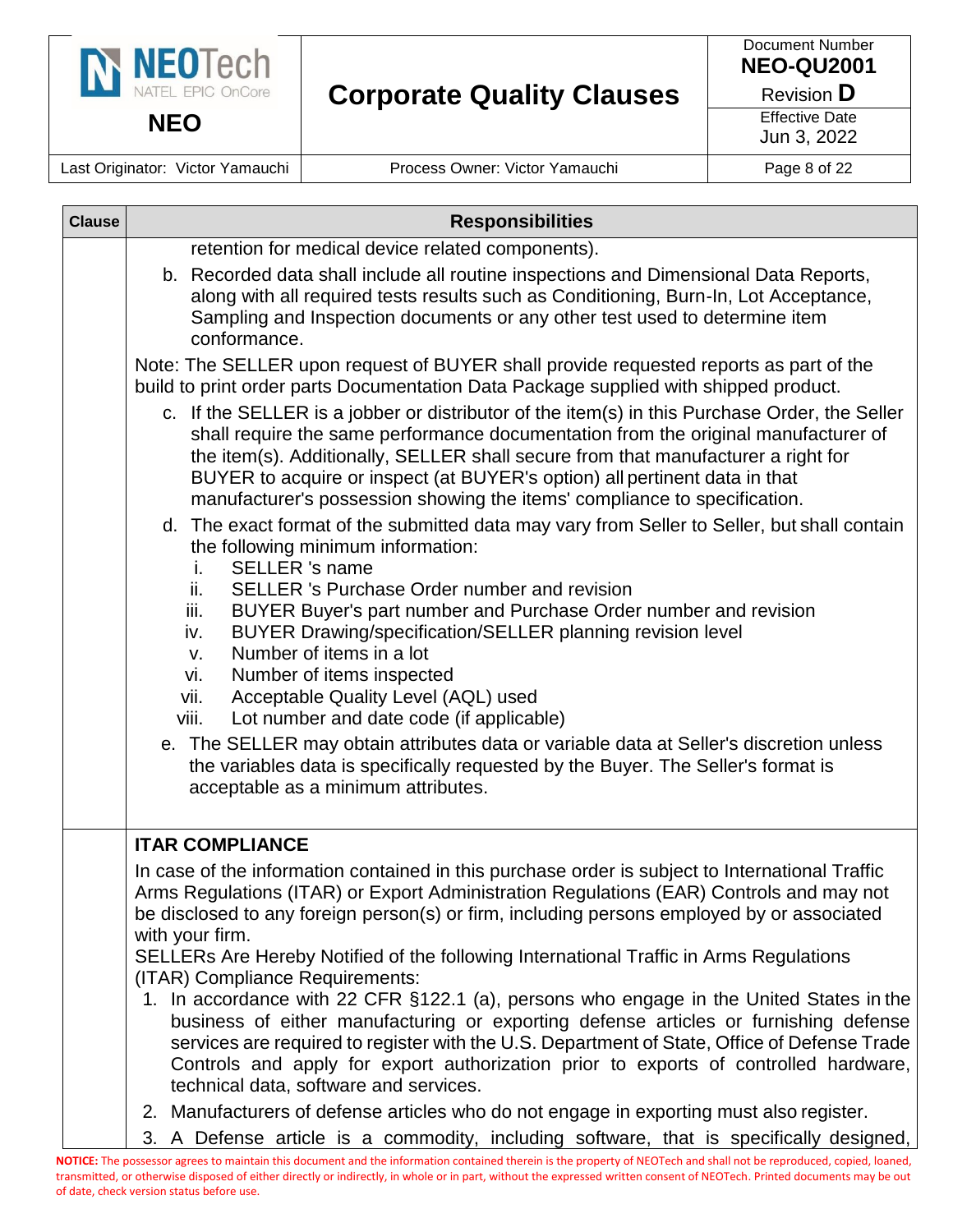| Clause | Responsibilities |
|---|---|
| | retention for medical device related components).<br><br>b. Recorded data shall include all routine inspections and Dimensional Data Reports, along with all required tests results such as Conditioning, Burn-In, Lot Acceptance, Sampling and Inspection documents or any other test used to determine item conformance.<br><br>Note: The SELLER upon request of BUYER shall provide requested reports as part of the build to print order parts Documentation Data Package supplied with shipped product.<br><br>c. If the SELLER is a jobber or distributor of the item(s) in this Purchase Order, the Seller shall require the same performance documentation from the original manufacturer of the item(s). Additionally, SELLER shall secure from that manufacturer a right for BUYER to acquire or inspect (at BUYER's option) all pertinent data in that manufacturer's possession showing the items' compliance to specification.<br><br>d. The exact format of the submitted data may vary from Seller to Seller, but shall contain the following minimum information:<br>i. SELLER 's name<br>ii. SELLER 's Purchase Order number and revision<br>iii. BUYER Buyer's part number and Purchase Order number and revision<br>iv. BUYER Drawing/specification/SELLER planning revision level<br>v. Number of items in a lot<br>vi. Number of items inspected<br>vii. Acceptable Quality Level (AQL) used<br>viii. Lot number and date code (if applicable)<br><br>e. The SELLER may obtain attributes data or variable data at Seller's discretion unless the variables data is specifically requested by the Buyer. The Seller's format is acceptable as a minimum attributes. |
| | **ITAR COMPLIANCE**<br><br>In case of the information contained in this purchase order is subject to International Traffic Arms Regulations (ITAR) or Export Administration Regulations (EAR) Controls and may not be disclosed to any foreign person(s) or firm, including persons employed by or associated with your firm.<br>SELLERs Are Hereby Notified of the following International Traffic in Arms Regulations (ITAR) Compliance Requirements:<br>1. In accordance with 22 CFR §122.1 (a), persons who engage in the United States in the business of either manufacturing or exporting defense articles or furnishing defense services are required to register with the U.S. Department of State, Office of Defense Trade Controls and apply for export authorization prior to exports of controlled hardware, technical data, software and services.<br>2. Manufacturers of defense articles who do not engage in exporting must also register.<br>3. A Defense article is a commodity, including software, that is specifically designed, |

**NOTICE:** The possessor agrees to maintain this document and the information contained therein is the property of NEOTech and shall not be reproduced, copied, loaned, transmitted, or otherwise disposed of either directly or indirectly, in whole or in part, without the expressed written consent of NEOTech. Printed documents may be out of date, check version status before use.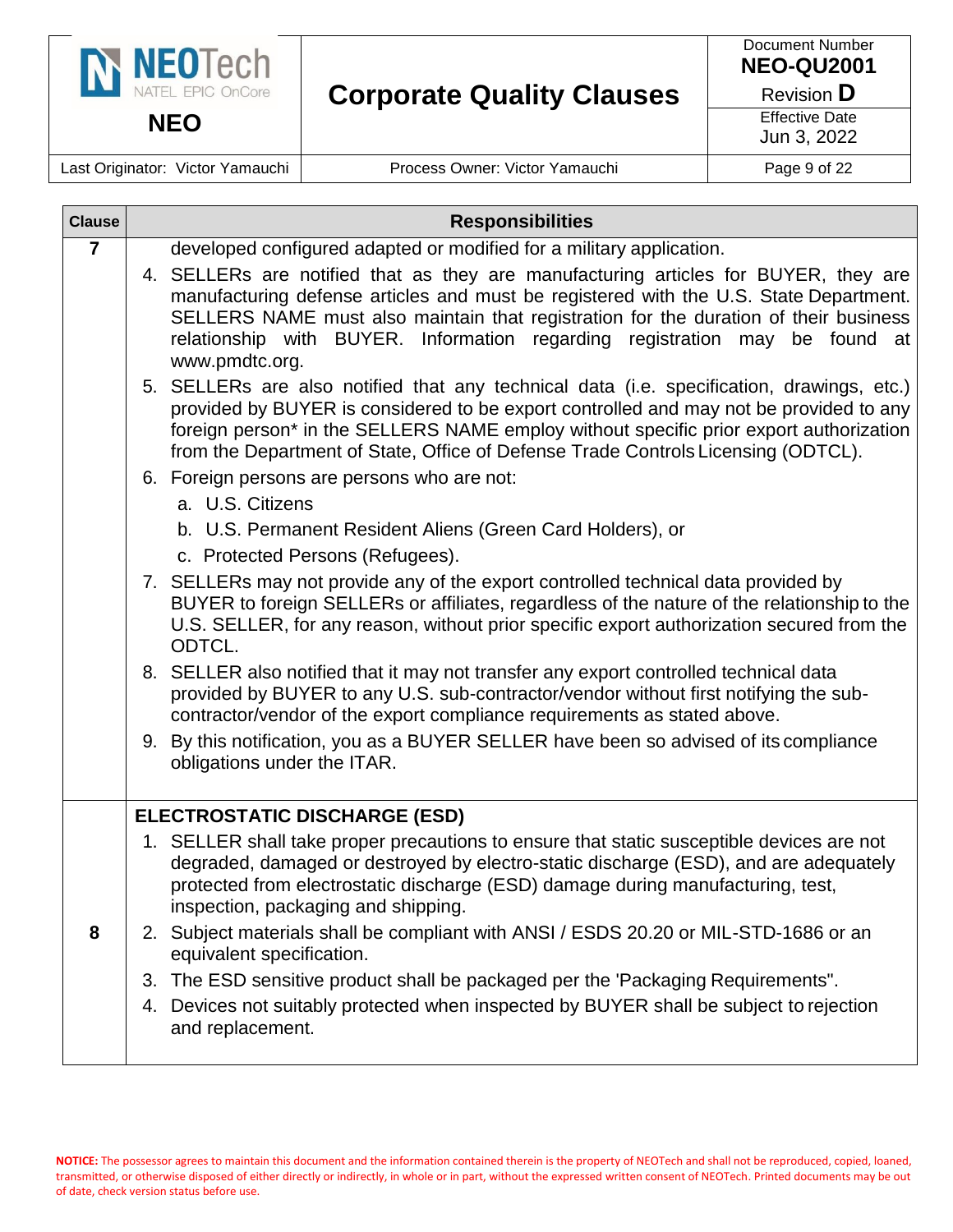| Clause | Responsibilities |
|---|---|
| 7 | developed configured adapted or modified for a military application.<br>4. SELLERs are notified that as they are manufacturing articles for BUYER, they are manufacturing defense articles and must be registered with the U.S. State Department. SELLERS NAME must also maintain that registration for the duration of their business relationship with BUYER. Information regarding registration may be found at www.pmdtc.org.<br>5. SELLERs are also notified that any technical data (i.e. specification, drawings, etc.) provided by BUYER is considered to be export controlled and may not be provided to any foreign person* in the SELLERS NAME employ without specific prior export authorization from the Department of State, Office of Defense Trade Controls Licensing (ODTCL).<br>6. Foreign persons are persons who are not:<br>a. U.S. Citizens<br>b. U.S. Permanent Resident Aliens (Green Card Holders), or<br>c. Protected Persons (Refugees).<br>7. SELLERs may not provide any of the export controlled technical data provided by BUYER to foreign SELLERs or affiliates, regardless of the nature of the relationship to the U.S. SELLER, for any reason, without prior specific export authorization secured from the ODTCL.<br>8. SELLER also notified that it may not transfer any export controlled technical data provided by BUYER to any U.S. sub-contractor/vendor without first notifying the sub-contractor/vendor of the export compliance requirements as stated above.<br>9. By this notification, you as a BUYER SELLER have been so advised of its compliance obligations under the ITAR. |
| 8 | **ELECTROSTATIC DISCHARGE (ESD)**<br>1. SELLER shall take proper precautions to ensure that static susceptible devices are not degraded, damaged or destroyed by electro-static discharge (ESD), and are adequately protected from electrostatic discharge (ESD) damage during manufacturing, test, inspection, packaging and shipping.<br>2. Subject materials shall be compliant with ANSI / ESDS 20.20 or MIL-STD-1686 or an equivalent specification.<br>3. The ESD sensitive product shall be packaged per the 'Packaging Requirements".<br>4. Devices not suitably protected when inspected by BUYER shall be subject to rejection and replacement. |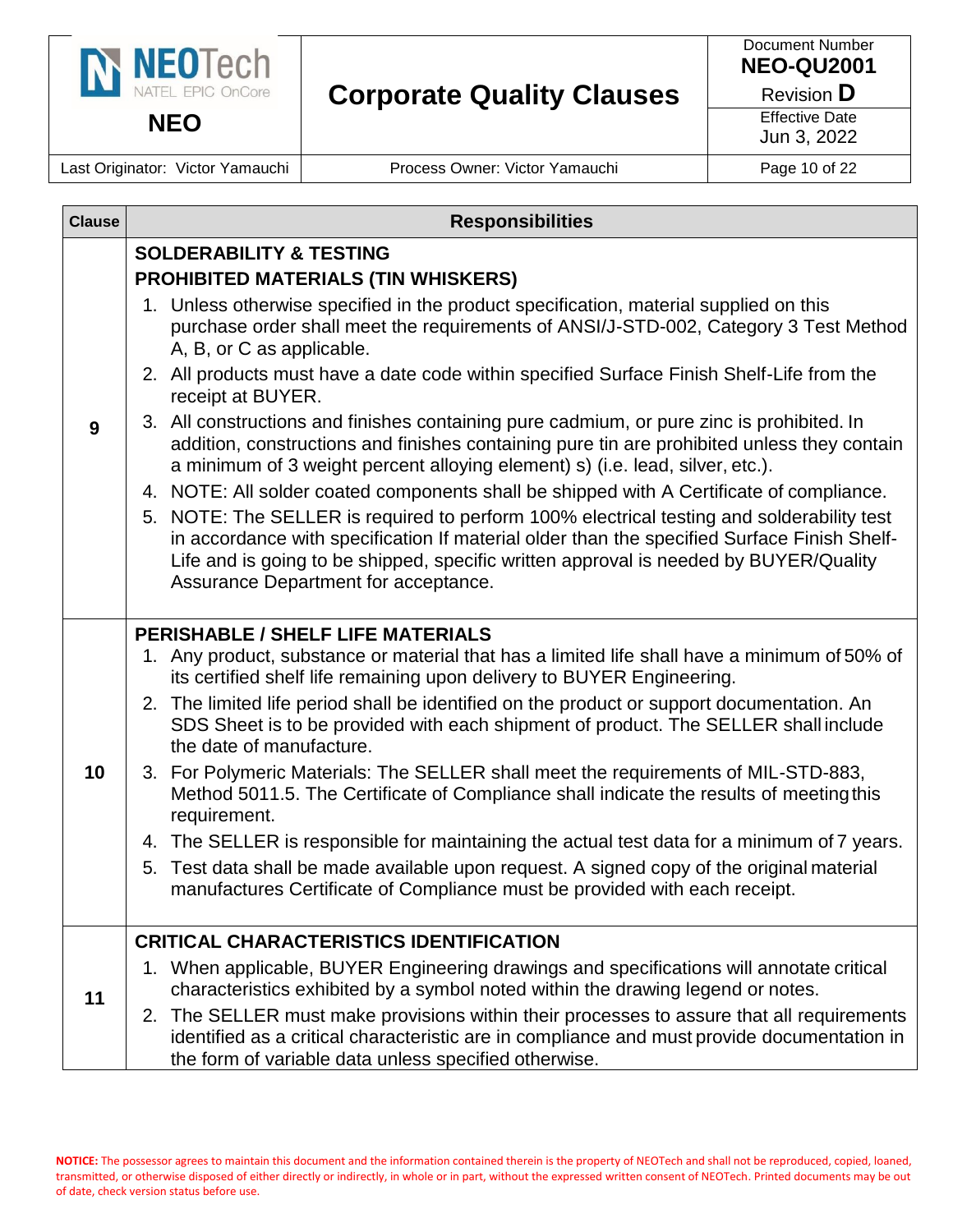| Clause | Responsibilities |
|---|---|
| 9 | **SOLDERABILITY & TESTING**<br>**PROHIBITED MATERIALS (TIN WHISKERS)**<br>1. Unless otherwise specified in the product specification, material supplied on this purchase order shall meet the requirements of ANSI/J-STD-002, Category 3 Test Method A, B, or C as applicable.<br>2. All products must have a date code within specified Surface Finish Shelf-Life from the receipt at BUYER.<br>3. All constructions and finishes containing pure cadmium, or pure zinc is prohibited. In addition, constructions and finishes containing pure tin are prohibited unless they contain a minimum of 3 weight percent alloying element) s) (i.e. lead, silver, etc.).<br>4. NOTE: All solder coated components shall be shipped with A Certificate of compliance.<br>5. NOTE: The SELLER is required to perform 100% electrical testing and solderability test in accordance with specification If material older than the specified Surface Finish Shelf-Life and is going to be shipped, specific written approval is needed by BUYER/Quality Assurance Department for acceptance. |
| 10 | **PERISHABLE / SHELF LIFE MATERIALS**<br>1. Any product, substance or material that has a limited life shall have a minimum of 50% of its certified shelf life remaining upon delivery to BUYER Engineering.<br>2. The limited life period shall be identified on the product or support documentation. An SDS Sheet is to be provided with each shipment of product. The SELLER shall include the date of manufacture.<br>3. For Polymeric Materials: The SELLER shall meet the requirements of MIL-STD-883, Method 5011.5. The Certificate of Compliance shall indicate the results of meeting this requirement.<br>4. The SELLER is responsible for maintaining the actual test data for a minimum of 7 years.<br>5. Test data shall be made available upon request. A signed copy of the original material manufactures Certificate of Compliance must be provided with each receipt. |
| 11 | **CRITICAL CHARACTERISTICS IDENTIFICATION**<br>1. When applicable, BUYER Engineering drawings and specifications will annotate critical characteristics exhibited by a symbol noted within the drawing legend or notes.<br>2. The SELLER must make provisions within their processes to assure that all requirements identified as a critical characteristic are in compliance and must provide documentation in the form of variable data unless specified otherwise. |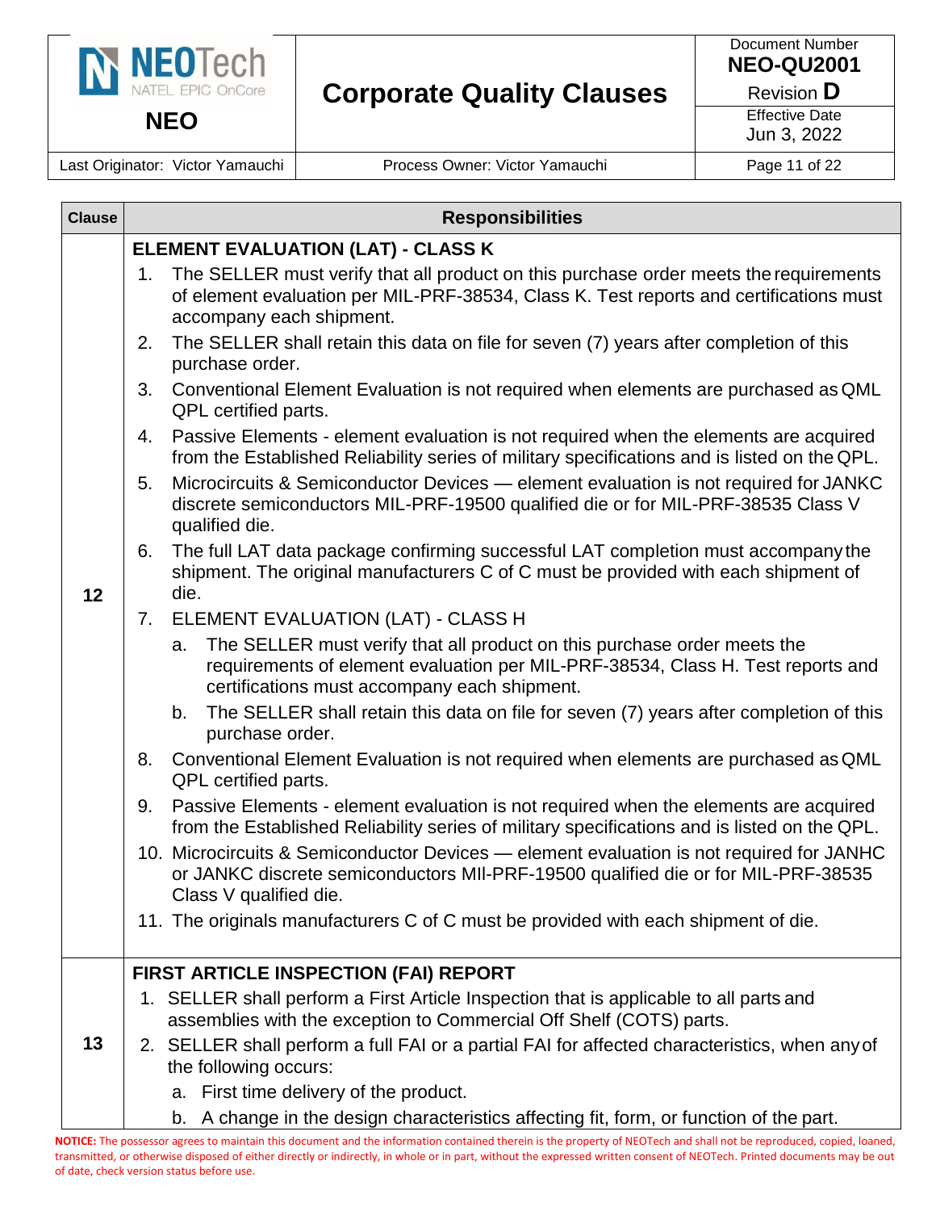| Clause | Responsibilities |
|---|---|
| 12 | **ELEMENT EVALUATION (LAT) - CLASS K**<br>1. The SELLER must verify that all product on this purchase order meets the requirements of element evaluation per MIL-PRF-38534, Class K. Test reports and certifications must accompany each shipment.<br>2. The SELLER shall retain this data on file for seven (7) years after completion of this purchase order.<br>3. Conventional Element Evaluation is not required when elements are purchased as QML QPL certified parts.<br>4. Passive Elements - element evaluation is not required when the elements are acquired from the Established Reliability series of military specifications and is listed on the QPL.<br>5. Microcircuits & Semiconductor Devices — element evaluation is not required for JANKC discrete semiconductors MIL-PRF-19500 qualified die or for MIL-PRF-38535 Class V qualified die.<br>6. The full LAT data package confirming successful LAT completion must accompany the shipment. The original manufacturers C of C must be provided with each shipment of die.<br>7. ELEMENT EVALUATION (LAT) - CLASS H<br>a. The SELLER must verify that all product on this purchase order meets the requirements of element evaluation per MIL-PRF-38534, Class H. Test reports and certifications must accompany each shipment.<br>b. The SELLER shall retain this data on file for seven (7) years after completion of this purchase order.<br>8. Conventional Element Evaluation is not required when elements are purchased as QML QPL certified parts.<br>9. Passive Elements - element evaluation is not required when the elements are acquired from the Established Reliability series of military specifications and is listed on the QPL.<br>10. Microcircuits & Semiconductor Devices — element evaluation is not required for JANHC or JANKC discrete semiconductors MIl-PRF-19500 qualified die or for MIL-PRF-38535 Class V qualified die.<br>11. The originals manufacturers C of C must be provided with each shipment of die. |
| 13 | **FIRST ARTICLE INSPECTION (FAI) REPORT**<br>1. SELLER shall perform a First Article Inspection that is applicable to all parts and assemblies with the exception to Commercial Off Shelf (COTS) parts.<br>2. SELLER shall perform a full FAI or a partial FAI for affected characteristics, when any of the following occurs:<br>a. First time delivery of the product.<br>b. A change in the design characteristics affecting fit, form, or function of the part. |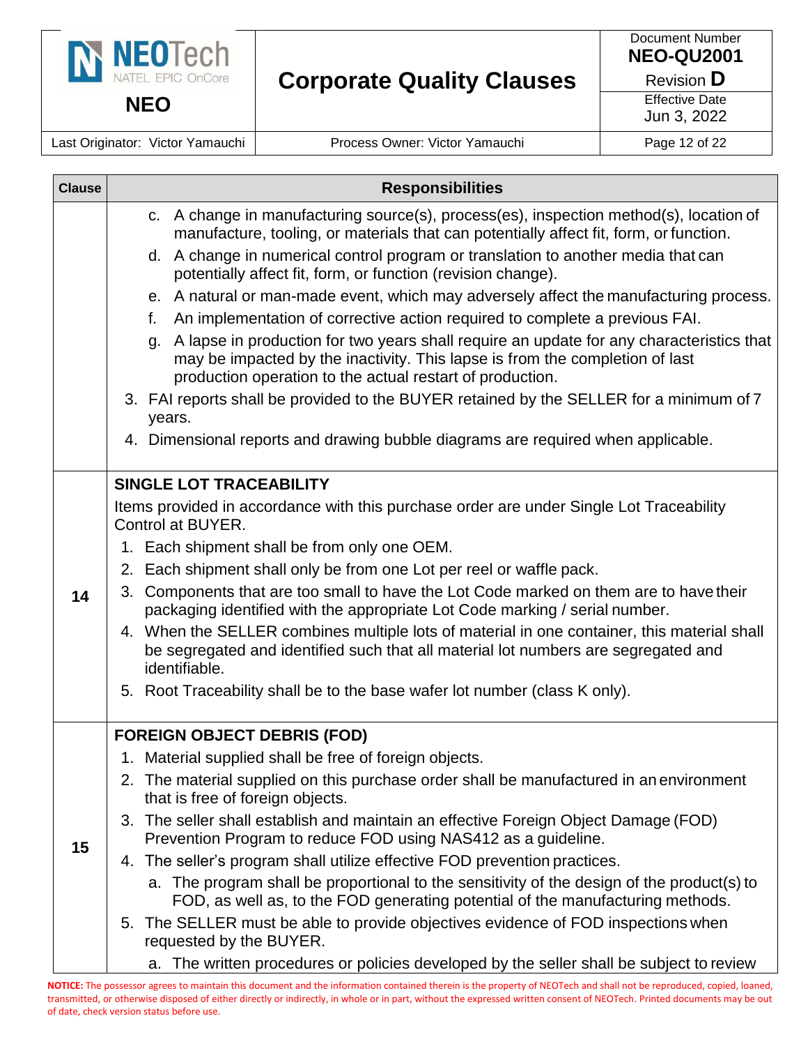| Clause | Responsibilities |
|---|---|
| | c. A change in manufacturing source(s), process(es), inspection method(s), location of manufacture, tooling, or materials that can potentially affect fit, form, or function.<br>d. A change in numerical control program or translation to another media that can potentially affect fit, form, or function (revision change).<br>e. A natural or man-made event, which may adversely affect the manufacturing process.<br>f. An implementation of corrective action required to complete a previous FAI.<br>g. A lapse in production for two years shall require an update for any characteristics that may be impacted by the inactivity. This lapse is from the completion of last production operation to the actual restart of production.<br>3. FAI reports shall be provided to the BUYER retained by the SELLER for a minimum of 7 years.<br>4. Dimensional reports and drawing bubble diagrams are required when applicable. |
| 14 | **SINGLE LOT TRACEABILITY**<br>Items provided in accordance with this purchase order are under Single Lot Traceability Control at BUYER.<br>1. Each shipment shall be from only one OEM.<br>2. Each shipment shall only be from one Lot per reel or waffle pack.<br>3. Components that are too small to have the Lot Code marked on them are to have their packaging identified with the appropriate Lot Code marking / serial number.<br>4. When the SELLER combines multiple lots of material in one container, this material shall be segregated and identified such that all material lot numbers are segregated and identifiable.<br>5. Root Traceability shall be to the base wafer lot number (class K only). |
| 15 | **FOREIGN OBJECT DEBRIS (FOD)**<br>1. Material supplied shall be free of foreign objects.<br>2. The material supplied on this purchase order shall be manufactured in an environment that is free of foreign objects.<br>3. The seller shall establish and maintain an effective Foreign Object Damage (FOD) Prevention Program to reduce FOD using NAS412 as a guideline.<br>4. The seller's program shall utilize effective FOD prevention practices.<br>a. The program shall be proportional to the sensitivity of the design of the product(s) to FOD, as well as, to the FOD generating potential of the manufacturing methods.<br>5. The SELLER must be able to provide objectives evidence of FOD inspections when requested by the BUYER.<br>a. The written procedures or policies developed by the seller shall be subject to review |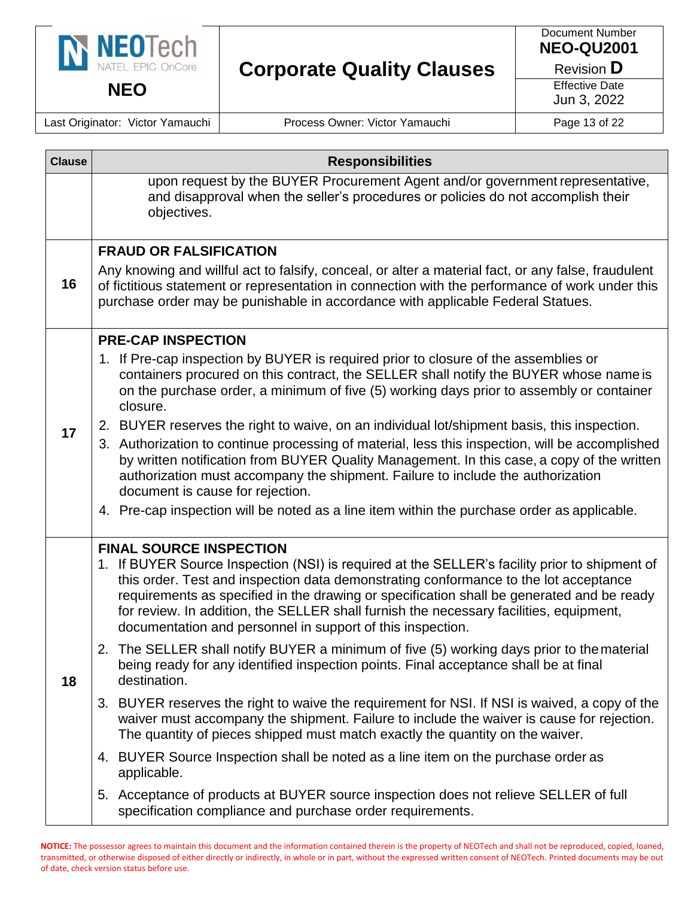| Clause | Responsibilities |
|---|---|
| | upon request by the BUYER Procurement Agent and/or government representative, and disapproval when the seller's procedures or policies do not accomplish their objectives. |
| 16 | **FRAUD OR FALSIFICATION**<br><br>Any knowing and willful act to falsify, conceal, or alter a material fact, or any false, fraudulent of fictitious statement or representation in connection with the performance of work under this purchase order may be punishable in accordance with applicable Federal Statues. |
| 17 | **PRE-CAP INSPECTION**<br><br>1. If Pre-cap inspection by BUYER is required prior to closure of the assemblies or containers procured on this contract, the SELLER shall notify the BUYER whose name is on the purchase order, a minimum of five (5) working days prior to assembly or container closure.<br>2. BUYER reserves the right to waive, on an individual lot/shipment basis, this inspection.<br>3. Authorization to continue processing of material, less this inspection, will be accomplished by written notification from BUYER Quality Management. In this case, a copy of the written authorization must accompany the shipment. Failure to include the authorization document is cause for rejection.<br>4. Pre-cap inspection will be noted as a line item within the purchase order as applicable. |
| 18 | **FINAL SOURCE INSPECTION**<br><br>1. If BUYER Source Inspection (NSI) is required at the SELLER's facility prior to shipment of this order. Test and inspection data demonstrating conformance to the lot acceptance requirements as specified in the drawing or specification shall be generated and be ready for review. In addition, the SELLER shall furnish the necessary facilities, equipment, documentation and personnel in support of this inspection.<br>2. The SELLER shall notify BUYER a minimum of five (5) working days prior to the material being ready for any identified inspection points. Final acceptance shall be at final destination.<br>3. BUYER reserves the right to waive the requirement for NSI. If NSI is waived, a copy of the waiver must accompany the shipment. Failure to include the waiver is cause for rejection. The quantity of pieces shipped must match exactly the quantity on the waiver.<br>4. BUYER Source Inspection shall be noted as a line item on the purchase order as applicable.<br>5. Acceptance of products at BUYER source inspection does not relieve SELLER of full specification compliance and purchase order requirements. |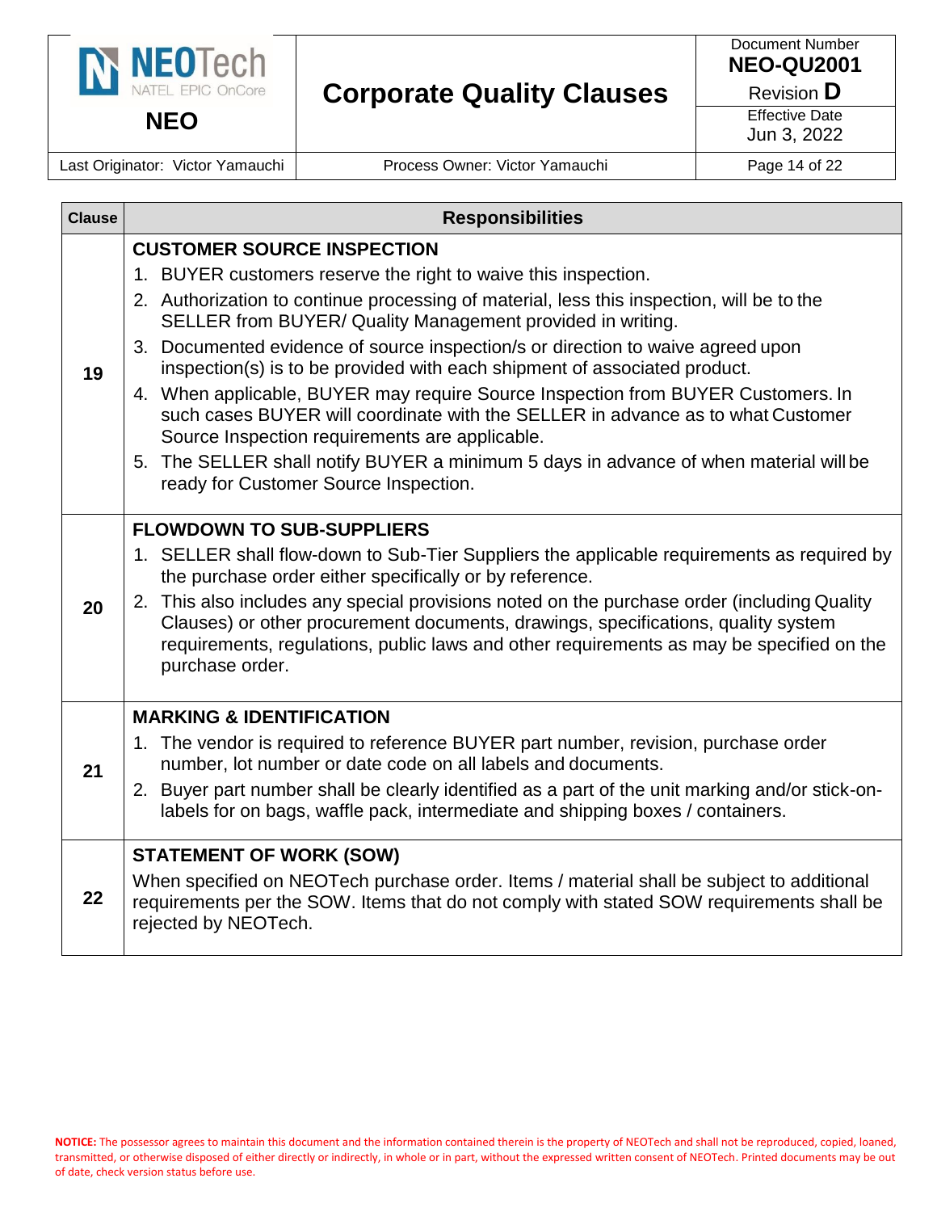| Clause | Responsibilities |
| --- | --- |
| 19 | **CUSTOMER SOURCE INSPECTION**<br>1. BUYER customers reserve the right to waive this inspection.<br>2. Authorization to continue processing of material, less this inspection, will be to the SELLER from BUYER/ Quality Management provided in writing.<br>3. Documented evidence of source inspection/s or direction to waive agreed upon inspection(s) is to be provided with each shipment of associated product.<br>4. When applicable, BUYER may require Source Inspection from BUYER Customers. In such cases BUYER will coordinate with the SELLER in advance as to what Customer Source Inspection requirements are applicable.<br>5. The SELLER shall notify BUYER a minimum 5 days in advance of when material will be ready for Customer Source Inspection. |
| 20 | **FLOWDOWN TO SUB-SUPPLIERS**<br>1. SELLER shall flow-down to Sub-Tier Suppliers the applicable requirements as required by the purchase order either specifically or by reference.<br>2. This also includes any special provisions noted on the purchase order (including Quality Clauses) or other procurement documents, drawings, specifications, quality system requirements, regulations, public laws and other requirements as may be specified on the purchase order. |
| 21 | **MARKING & IDENTIFICATION**<br>1. The vendor is required to reference BUYER part number, revision, purchase order number, lot number or date code on all labels and documents.<br>2. Buyer part number shall be clearly identified as a part of the unit marking and/or stick-on-labels for on bags, waffle pack, intermediate and shipping boxes / containers. |
| 22 | **STATEMENT OF WORK (SOW)**<br>When specified on NEOTech purchase order. Items / material shall be subject to additional requirements per the SOW. Items that do not comply with stated SOW requirements shall be rejected by NEOTech. |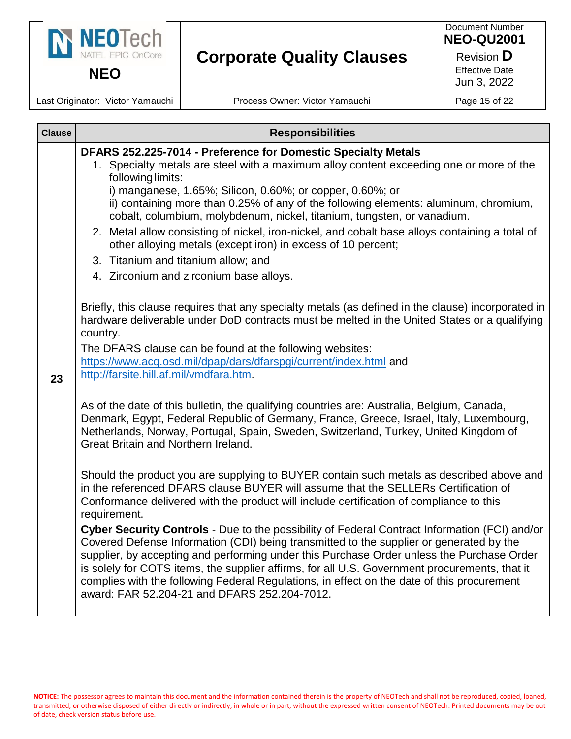| Clause | Responsibilities |
|---|---|
| 23 | **DFARS 252.225-7014 - Preference for Domestic Specialty Metals**<br>1. Specialty metals are steel with a maximum alloy content exceeding one or more of the following limits:<br>i) manganese, 1.65%; Silicon, 0.60%; or copper, 0.60%; or<br>ii) containing more than 0.25% of any of the following elements: aluminum, chromium, cobalt, columbium, molybdenum, nickel, titanium, tungsten, or vanadium.<br>2. Metal allow consisting of nickel, iron-nickel, and cobalt base alloys containing a total of other alloying metals (except iron) in excess of 10 percent;<br>3. Titanium and titanium allow; and<br>4. Zirconium and zirconium base alloys.<br><br>Briefly, this clause requires that any specialty metals (as defined in the clause) incorporated in hardware deliverable under DoD contracts must be melted in the United States or a qualifying country.<br>The DFARS clause can be found at the following websites: https://www.acq.osd.mil/dpap/dars/dfarspgi/current/index.html and http://farsite.hill.af.mil/vmdfara.htm.<br><br>As of the date of this bulletin, the qualifying countries are: Australia, Belgium, Canada, Denmark, Egypt, Federal Republic of Germany, France, Greece, Israel, Italy, Luxembourg, Netherlands, Norway, Portugal, Spain, Sweden, Switzerland, Turkey, United Kingdom of Great Britain and Northern Ireland.<br><br>Should the product you are supplying to BUYER contain such metals as described above and in the referenced DFARS clause BUYER will assume that the SELLERs Certification of Conformance delivered with the product will include certification of compliance to this requirement.<br>**Cyber Security Controls** - Due to the possibility of Federal Contract Information (FCI) and/or Covered Defense Information (CDI) being transmitted to the supplier or generated by the supplier, by accepting and performing under this Purchase Order unless the Purchase Order is solely for COTS items, the supplier affirms, for all U.S. Government procurements, that it complies with the following Federal Regulations, in effect on the date of this procurement award: FAR 52.204-21 and DFARS 252.204-7012. |

**NOTICE:** The possessor agrees to maintain this document and the information contained therein is the property of NEOTech and shall not be reproduced, copied, loaned, transmitted, or otherwise disposed of either directly or indirectly, in whole or in part, without the expressed written consent of NEOTech. Printed documents may be out of date, check version status before use.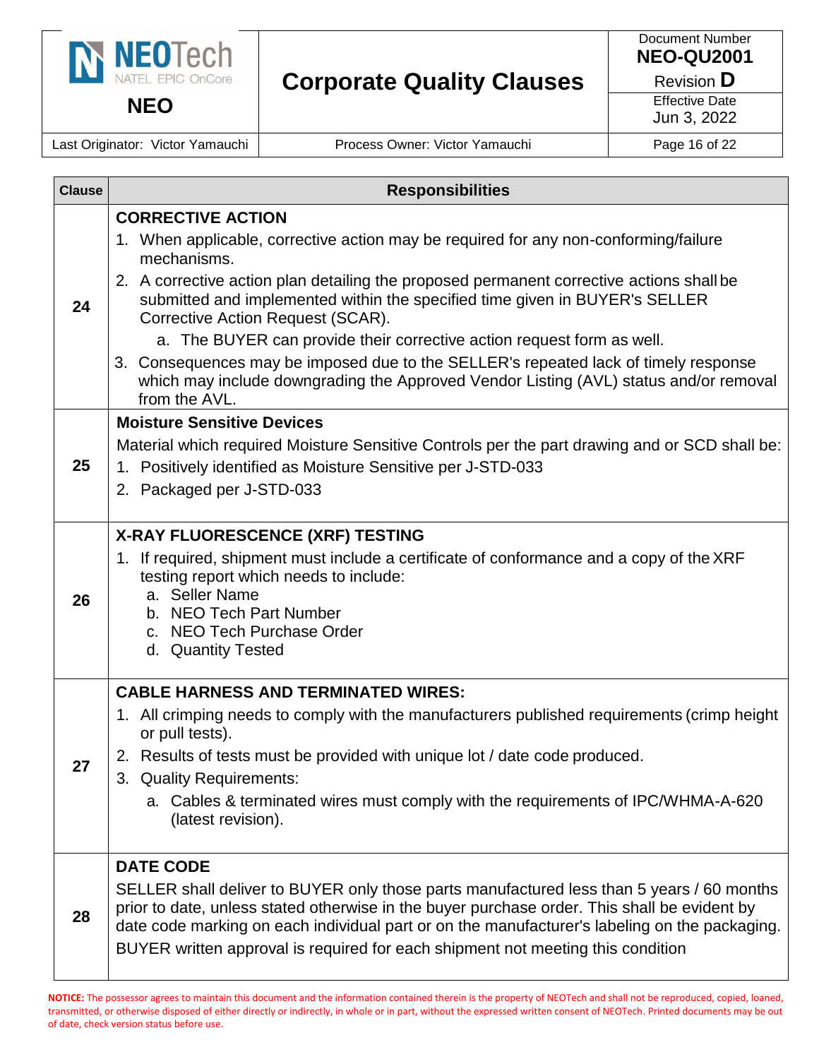| Clause | Responsibilities |
|---|---|
| 24 | **CORRECTIVE ACTION**<br>1. When applicable, corrective action may be required for any non-conforming/failure mechanisms.<br>2. A corrective action plan detailing the proposed permanent corrective actions shall be submitted and implemented within the specified time given in BUYER's SELLER Corrective Action Request (SCAR).<br>&nbsp;&nbsp;&nbsp;a. The BUYER can provide their corrective action request form as well.<br>3. Consequences may be imposed due to the SELLER's repeated lack of timely response which may include downgrading the Approved Vendor Listing (AVL) status and/or removal from the AVL. |
| 25 | **Moisture Sensitive Devices**<br>Material which required Moisture Sensitive Controls per the part drawing and or SCD shall be:<br>1. Positively identified as Moisture Sensitive per J-STD-033<br>2. Packaged per J-STD-033 |
| 26 | **X-RAY FLUORESCENCE (XRF) TESTING**<br>1. If required, shipment must include a certificate of conformance and a copy of the XRF testing report which needs to include:<br>&nbsp;&nbsp;&nbsp;a. Seller Name<br>&nbsp;&nbsp;&nbsp;b. NEO Tech Part Number<br>&nbsp;&nbsp;&nbsp;c. NEO Tech Purchase Order<br>&nbsp;&nbsp;&nbsp;d. Quantity Tested |
| 27 | **CABLE HARNESS AND TERMINATED WIRES:**<br>1. All crimping needs to comply with the manufacturers published requirements (crimp height or pull tests).<br>2. Results of tests must be provided with unique lot / date code produced.<br>3. Quality Requirements:<br>&nbsp;&nbsp;&nbsp;a. Cables & terminated wires must comply with the requirements of IPC/WHMA-A-620 (latest revision). |
| 28 | **DATE CODE**<br>SELLER shall deliver to BUYER only those parts manufactured less than 5 years / 60 months prior to date, unless stated otherwise in the buyer purchase order. This shall be evident by date code marking on each individual part or on the manufacturer's labeling on the packaging.<br>BUYER written approval is required for each shipment not meeting this condition |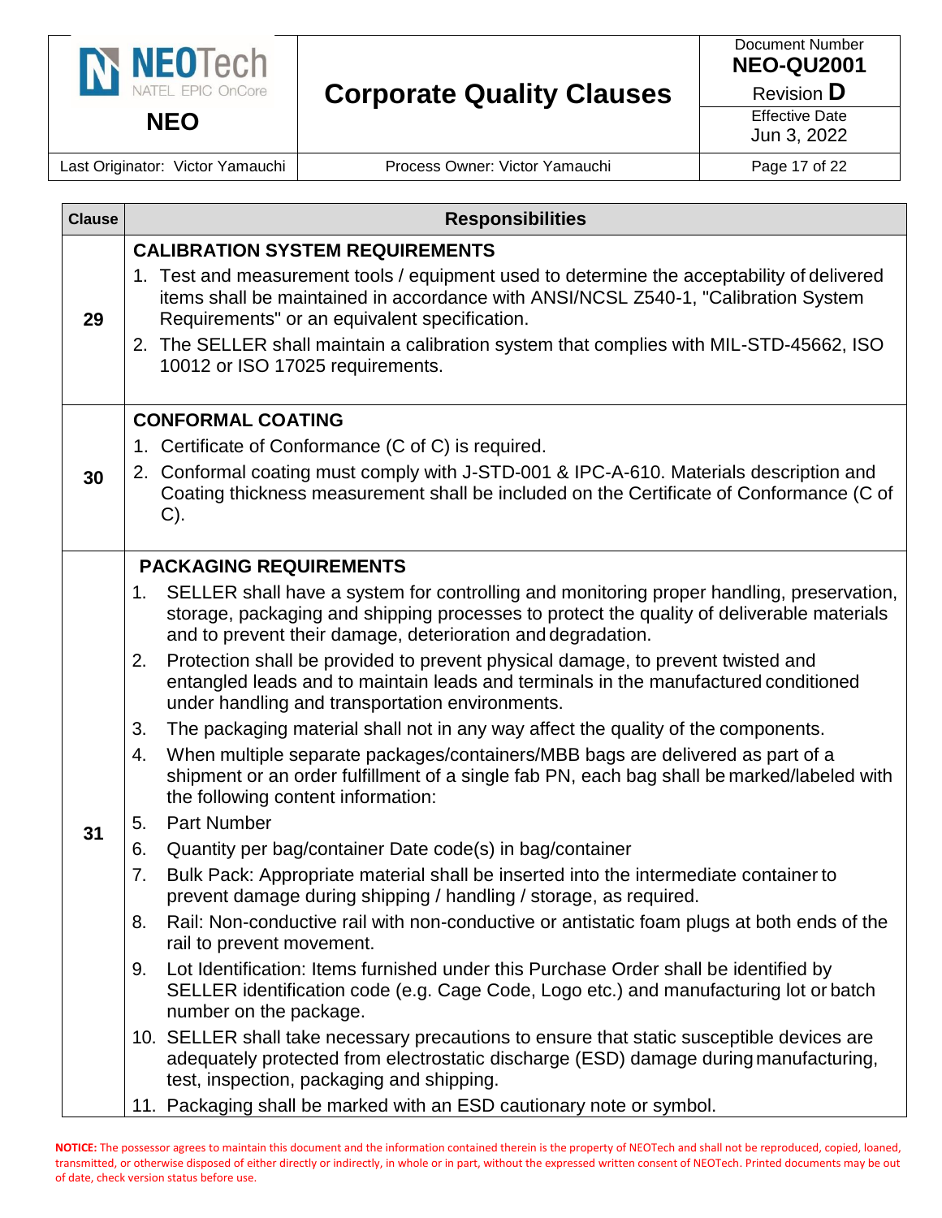| Clause | Responsibilities |
|---|---|
| 29 | **CALIBRATION SYSTEM REQUIREMENTS**<br>1. Test and measurement tools / equipment used to determine the acceptability of delivered items shall be maintained in accordance with ANSI/NCSL Z540-1, "Calibration System Requirements" or an equivalent specification.<br>2. The SELLER shall maintain a calibration system that complies with MIL-STD-45662, ISO 10012 or ISO 17025 requirements. |
| 30 | **CONFORMAL COATING**<br>1. Certificate of Conformance (C of C) is required.<br>2. Conformal coating must comply with J-STD-001 & IPC-A-610. Materials description and Coating thickness measurement shall be included on the Certificate of Conformance (C of C). |
| 31 | **PACKAGING REQUIREMENTS**<br>1. SELLER shall have a system for controlling and monitoring proper handling, preservation, storage, packaging and shipping processes to protect the quality of deliverable materials and to prevent their damage, deterioration and degradation.<br>2. Protection shall be provided to prevent physical damage, to prevent twisted and entangled leads and to maintain leads and terminals in the manufactured conditioned under handling and transportation environments.<br>3. The packaging material shall not in any way affect the quality of the components.<br>4. When multiple separate packages/containers/MBB bags are delivered as part of a shipment or an order fulfillment of a single fab PN, each bag shall be marked/labeled with the following content information:<br>5. Part Number<br>6. Quantity per bag/container Date code(s) in bag/container<br>7. Bulk Pack: Appropriate material shall be inserted into the intermediate container to prevent damage during shipping / handling / storage, as required.<br>8. Rail: Non-conductive rail with non-conductive or antistatic foam plugs at both ends of the rail to prevent movement.<br>9. Lot Identification: Items furnished under this Purchase Order shall be identified by SELLER identification code (e.g. Cage Code, Logo etc.) and manufacturing lot or batch number on the package.<br>10. SELLER shall take necessary precautions to ensure that static susceptible devices are adequately protected from electrostatic discharge (ESD) damage during manufacturing, test, inspection, packaging and shipping.<br>11. Packaging shall be marked with an ESD cautionary note or symbol. |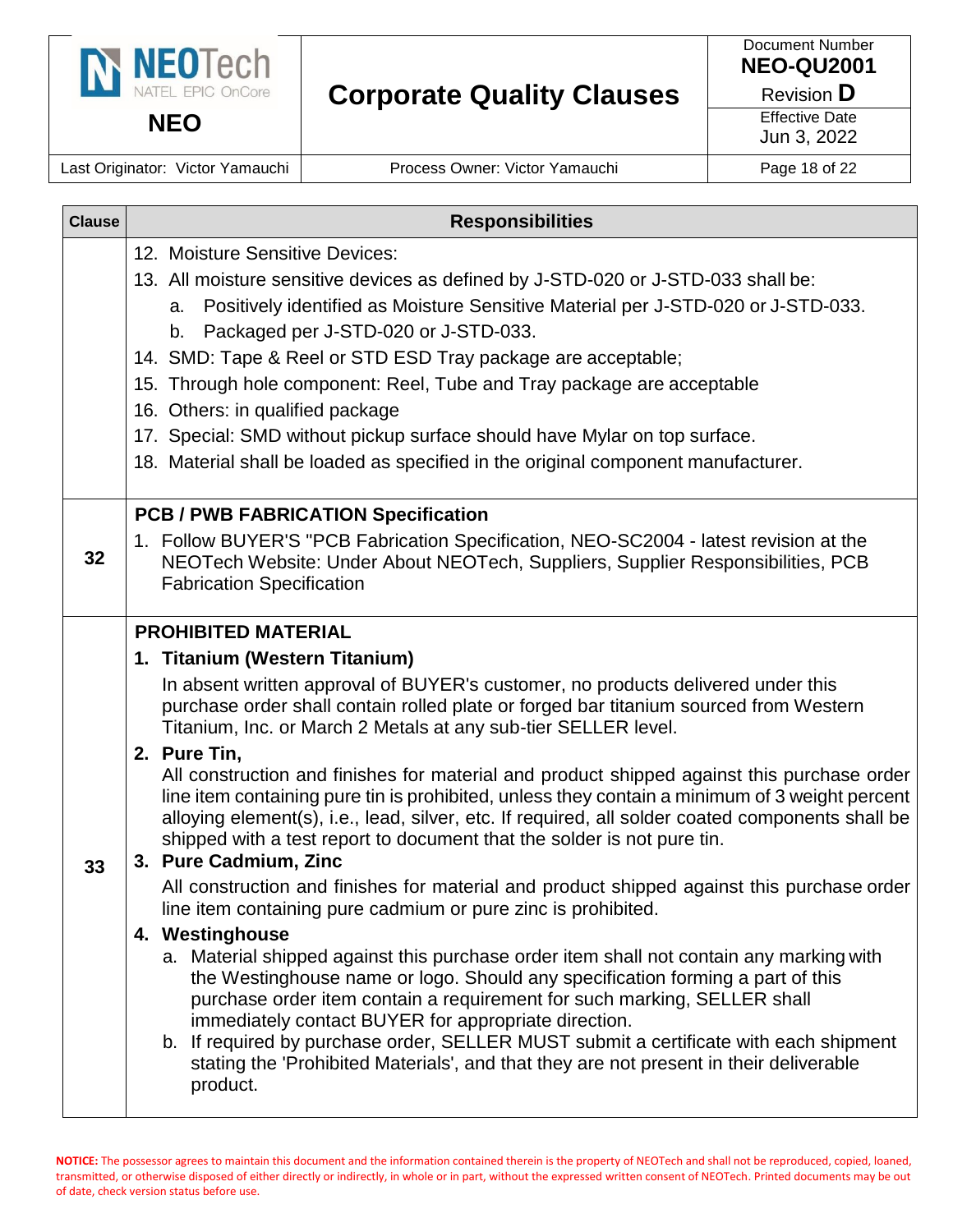| Clause | Responsibilities |
|---|---|
| | 12. Moisture Sensitive Devices:<br>13. All moisture sensitive devices as defined by J-STD-020 or J-STD-033 shall be:<br>a. Positively identified as Moisture Sensitive Material per J-STD-020 or J-STD-033.<br>b. Packaged per J-STD-020 or J-STD-033.<br>14. SMD: Tape & Reel or STD ESD Tray package are acceptable;<br>15. Through hole component: Reel, Tube and Tray package are acceptable<br>16. Others: in qualified package<br>17. Special: SMD without pickup surface should have Mylar on top surface.<br>18. Material shall be loaded as specified in the original component manufacturer. |
| 32 | **PCB / PWB FABRICATION Specification**<br>1. Follow BUYER'S "PCB Fabrication Specification, NEO-SC2004 - latest revision at the NEOTech Website: Under About NEOTech, Suppliers, Supplier Responsibilities, PCB Fabrication Specification |
| 33 | **PROHIBITED MATERIAL**<br>**1. Titanium (Western Titanium)**<br>In absent written approval of BUYER's customer, no products delivered under this purchase order shall contain rolled plate or forged bar titanium sourced from Western Titanium, Inc. or March 2 Metals at any sub-tier SELLER level.<br>**2. Pure Tin,**<br>All construction and finishes for material and product shipped against this purchase order line item containing pure tin is prohibited, unless they contain a minimum of 3 weight percent alloying element(s), i.e., lead, silver, etc. If required, all solder coated components shall be shipped with a test report to document that the solder is not pure tin.<br>**3. Pure Cadmium, Zinc**<br>All construction and finishes for material and product shipped against this purchase order line item containing pure cadmium or pure zinc is prohibited.<br>**4. Westinghouse**<br>a. Material shipped against this purchase order item shall not contain any marking with the Westinghouse name or logo. Should any specification forming a part of this purchase order item contain a requirement for such marking, SELLER shall immediately contact BUYER for appropriate direction.<br>b. If required by purchase order, SELLER MUST submit a certificate with each shipment stating the 'Prohibited Materials', and that they are not present in their deliverable product. |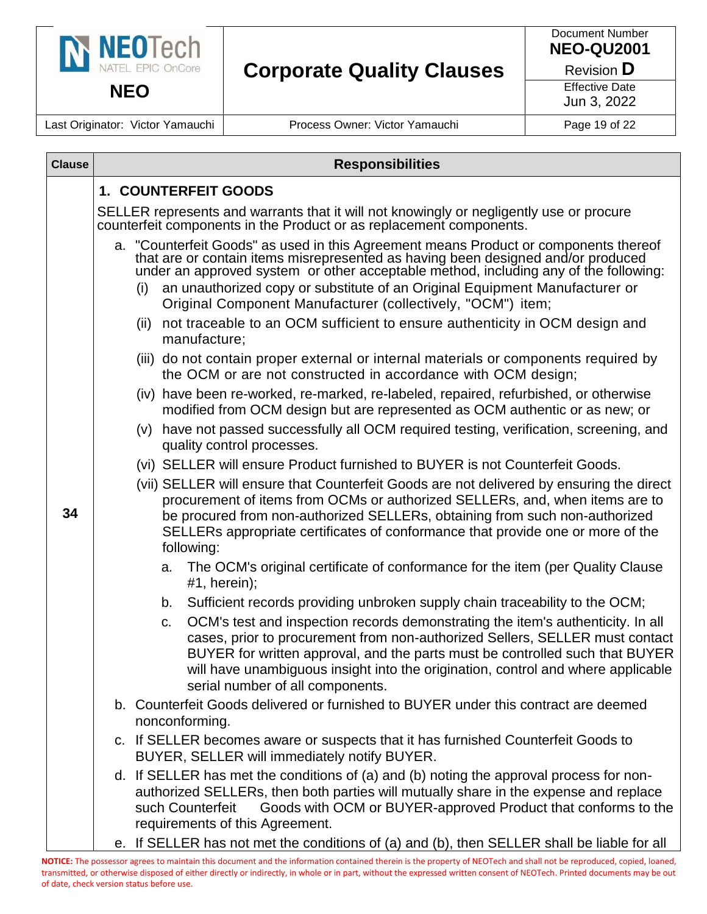| Clause | Responsibilities |
|---|---|
| 34 | **1. COUNTERFEIT GOODS**<br><br>SELLER represents and warrants that it will not knowingly or negligently use or procure counterfeit components in the Product or as replacement components.<br><br>a. "Counterfeit Goods" as used in this Agreement means Product or components thereof that are or contain items misrepresented as having been designed and/or produced under an approved system or other acceptable method, including any of the following:<br>(i) an unauthorized copy or substitute of an Original Equipment Manufacturer or Original Component Manufacturer (collectively, "OCM") item;<br>(ii) not traceable to an OCM sufficient to ensure authenticity in OCM design and manufacture;<br>(iii) do not contain proper external or internal materials or components required by the OCM or are not constructed in accordance with OCM design;<br>(iv) have been re-worked, re-marked, re-labeled, repaired, refurbished, or otherwise modified from OCM design but are represented as OCM authentic or as new; or<br>(v) have not passed successfully all OCM required testing, verification, screening, and quality control processes.<br>(vi) SELLER will ensure Product furnished to BUYER is not Counterfeit Goods.<br>(vii) SELLER will ensure that Counterfeit Goods are not delivered by ensuring the direct procurement of items from OCMs or authorized SELLERs, and, when items are to be procured from non-authorized SELLERs, obtaining from such non-authorized SELLERs appropriate certificates of conformance that provide one or more of the following:<br>a. The OCM's original certificate of conformance for the item (per Quality Clause #1, herein);<br>b. Sufficient records providing unbroken supply chain traceability to the OCM;<br>c. OCM's test and inspection records demonstrating the item's authenticity. In all cases, prior to procurement from non-authorized Sellers, SELLER must contact BUYER for written approval, and the parts must be controlled such that BUYER will have unambiguous insight into the origination, control and where applicable serial number of all components.<br><br>b. Counterfeit Goods delivered or furnished to BUYER under this contract are deemed nonconforming.<br>c. If SELLER becomes aware or suspects that it has furnished Counterfeit Goods to BUYER, SELLER will immediately notify BUYER.<br>d. If SELLER has met the conditions of (a) and (b) noting the approval process for non-authorized SELLERs, then both parties will mutually share in the expense and replace such Counterfeit Goods with OCM or BUYER-approved Product that conforms to the requirements of this Agreement.<br>e. If SELLER has not met the conditions of (a) and (b), then SELLER shall be liable for all |

**NOTICE:** The possessor agrees to maintain this document and the information contained therein is the property of NEOTech and shall not be reproduced, copied, loaned, transmitted, or otherwise disposed of either directly or indirectly, in whole or in part, without the expressed written consent of NEOTech. Printed documents may be out of date, check version status before use.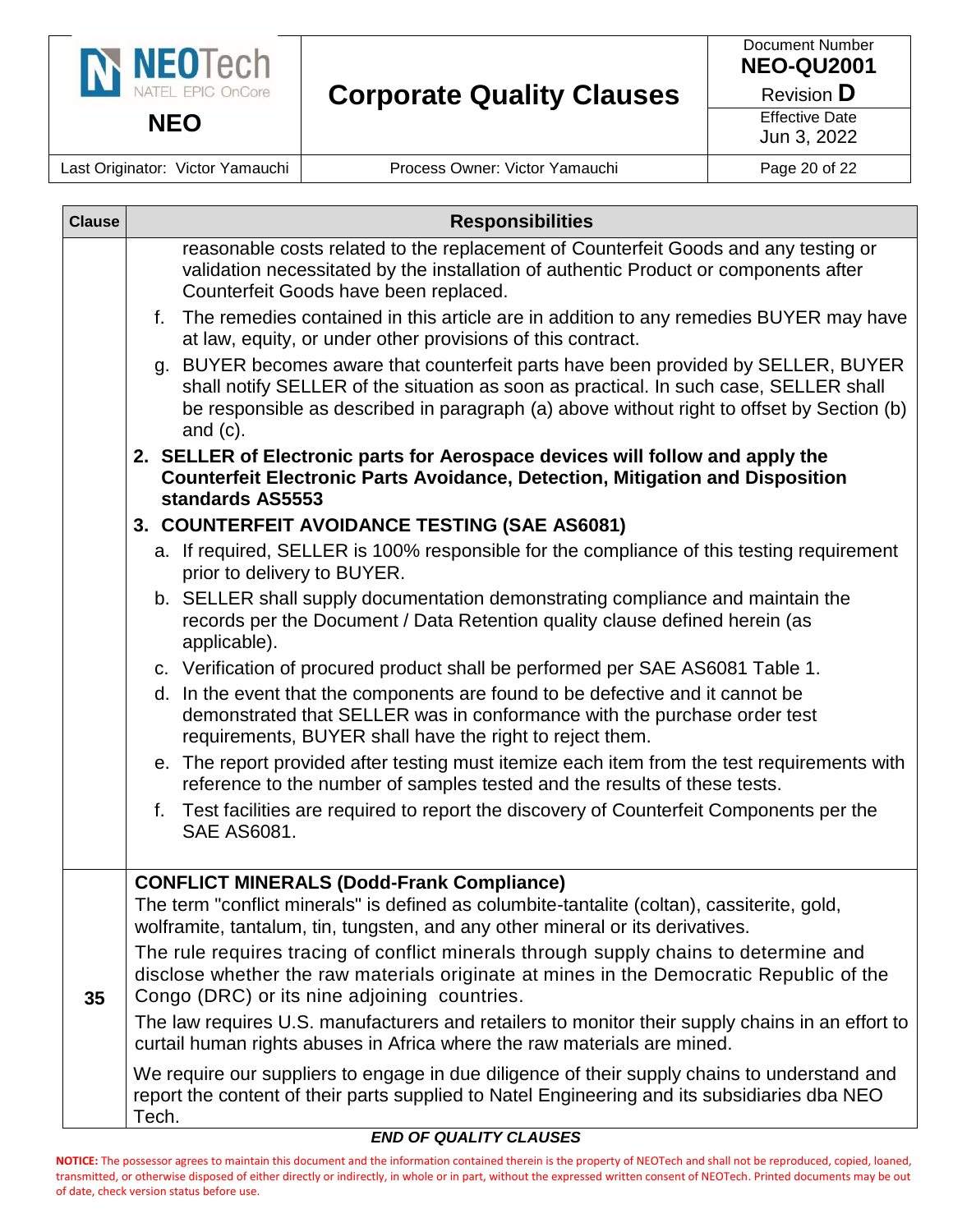| Clause | Responsibilities |
|---|---|
| | reasonable costs related to the replacement of Counterfeit Goods and any testing or validation necessitated by the installation of authentic Product or components after Counterfeit Goods have been replaced.<br>f. The remedies contained in this article are in addition to any remedies BUYER may have at law, equity, or under other provisions of this contract.<br>g. BUYER becomes aware that counterfeit parts have been provided by SELLER, BUYER shall notify SELLER of the situation as soon as practical. In such case, SELLER shall be responsible as described in paragraph (a) above without right to offset by Section (b) and (c).<br>**2. SELLER of Electronic parts for Aerospace devices will follow and apply the Counterfeit Electronic Parts Avoidance, Detection, Mitigation and Disposition standards AS5553**<br>**3. COUNTERFEIT AVOIDANCE TESTING (SAE AS6081)**<br>a. If required, SELLER is 100% responsible for the compliance of this testing requirement prior to delivery to BUYER.<br>b. SELLER shall supply documentation demonstrating compliance and maintain the records per the Document / Data Retention quality clause defined herein (as applicable).<br>c. Verification of procured product shall be performed per SAE AS6081 Table 1.<br>d. In the event that the components are found to be defective and it cannot be demonstrated that SELLER was in conformance with the purchase order test requirements, BUYER shall have the right to reject them.<br>e. The report provided after testing must itemize each item from the test requirements with reference to the number of samples tested and the results of these tests.<br>f. Test facilities are required to report the discovery of Counterfeit Components per the SAE AS6081. |
| 35 | **CONFLICT MINERALS (Dodd-Frank Compliance)**<br>The term "conflict minerals" is defined as columbite-tantalite (coltan), cassiterite, gold, wolframite, tantalum, tin, tungsten, and any other mineral or its derivatives.<br>The rule requires tracing of conflict minerals through supply chains to determine and disclose whether the raw materials originate at mines in the Democratic Republic of the Congo (DRC) or its nine adjoining countries.<br>The law requires U.S. manufacturers and retailers to monitor their supply chains in an effort to curtail human rights abuses in Africa where the raw materials are mined.<br>We require our suppliers to engage in due diligence of their supply chains to understand and report the content of their parts supplied to Natel Engineering and its subsidiaries dba NEO Tech. |

***END OF QUALITY CLAUSES***

**NOTICE:** The possessor agrees to maintain this document and the information contained therein is the property of NEOTech and shall not be reproduced, copied, loaned, transmitted, or otherwise disposed of either directly or indirectly, in whole or in part, without the expressed written consent of NEOTech. Printed documents may be out of date, check version status before use.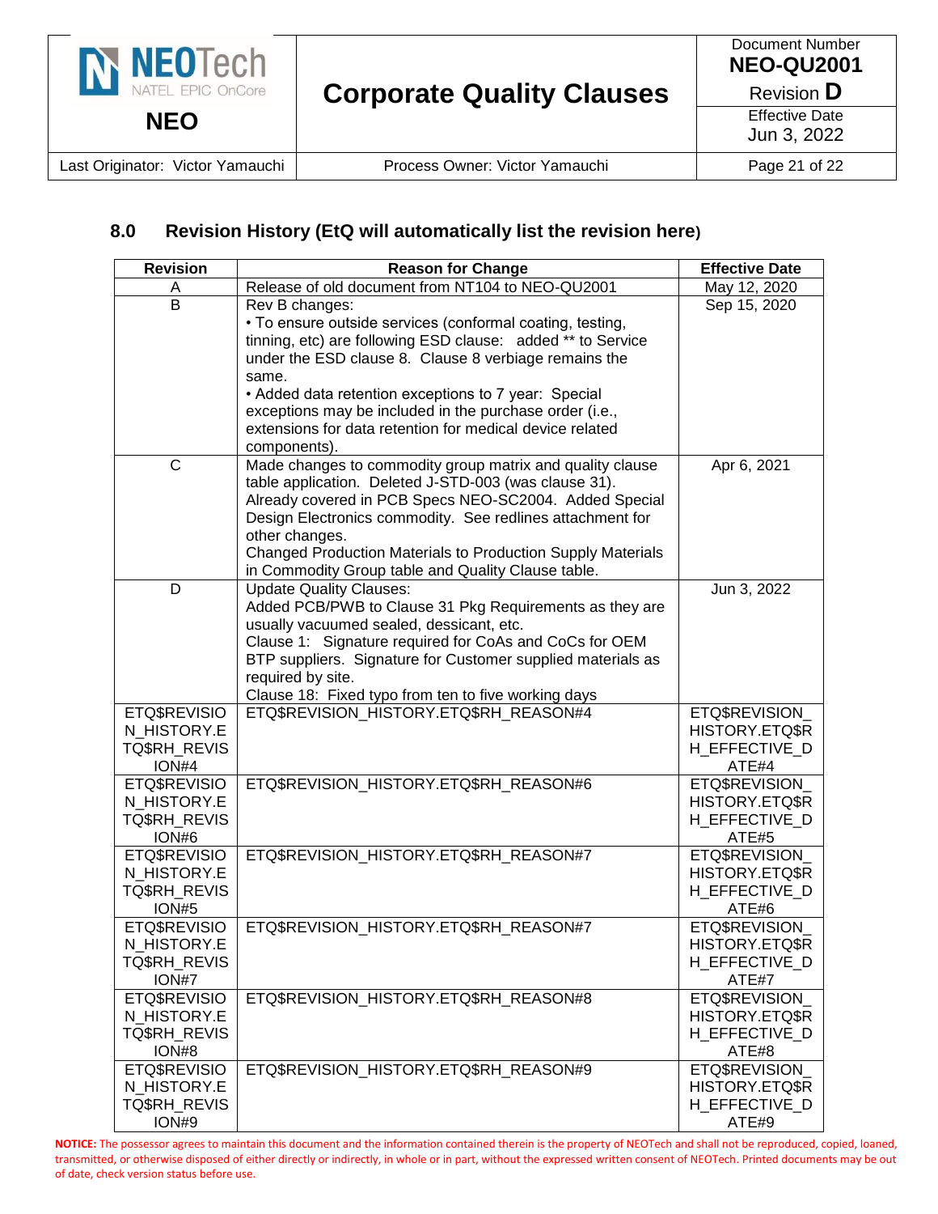## 8.0 Revision History (EtQ will automatically list the revision here)

| Revision | Reason for Change | Effective Date |
|---|---|---|
| A | Release of old document from NT104 to NEO-QU2001 | May 12, 2020 |
| B | Rev B changes:<br>• To ensure outside services (conformal coating, testing, tinning, etc) are following ESD clause: added ** to Service under the ESD clause 8. Clause 8 verbiage remains the same.<br>• Added data retention exceptions to 7 year: Special exceptions may be included in the purchase order (i.e., extensions for data retention for medical device related components). | Sep 15, 2020 |
| C | Made changes to commodity group matrix and quality clause table application. Deleted J-STD-003 (was clause 31). Already covered in PCB Specs NEO-SC2004. Added Special Design Electronics commodity. See redlines attachment for other changes.<br>Changed Production Materials to Production Supply Materials in Commodity Group table and Quality Clause table. | Apr 6, 2021 |
| D | Update Quality Clauses:<br>Added PCB/PWB to Clause 31 Pkg Requirements as they are usually vacuumed sealed, dessicant, etc.<br>Clause 1: Signature required for CoAs and CoCs for OEM BTP suppliers. Signature for Customer supplied materials as required by site.<br>Clause 18: Fixed typo from ten to five working days | Jun 3, 2022 |
| ETQ$REVISION_HISTORY.ETQ$RH_REVISION#4 | ETQ$REVISION_HISTORY.ETQ$RH_REASON#4 | ETQ$REVISION_HISTORY.ETQ$RH_EFFECTIVE_DATE#4 |
| ETQ$REVISION_HISTORY.ETQ$RH_REVISION#6 | ETQ$REVISION_HISTORY.ETQ$RH_REASON#6 | ETQ$REVISION_HISTORY.ETQ$RH_EFFECTIVE_DATE#5 |
| ETQ$REVISION_HISTORY.ETQ$RH_REVISION#5 | ETQ$REVISION_HISTORY.ETQ$RH_REASON#7 | ETQ$REVISION_HISTORY.ETQ$RH_EFFECTIVE_DATE#6 |
| ETQ$REVISION_HISTORY.ETQ$RH_REVISION#7 | ETQ$REVISION_HISTORY.ETQ$RH_REASON#7 | ETQ$REVISION_HISTORY.ETQ$RH_EFFECTIVE_DATE#7 |
| ETQ$REVISION_HISTORY.ETQ$RH_REVISION#8 | ETQ$REVISION_HISTORY.ETQ$RH_REASON#8 | ETQ$REVISION_HISTORY.ETQ$RH_EFFECTIVE_DATE#8 |
| ETQ$REVISION_HISTORY.ETQ$RH_REVISION#9 | ETQ$REVISION_HISTORY.ETQ$RH_REASON#9 | ETQ$REVISION_HISTORY.ETQ$RH_EFFECTIVE_DATE#9 |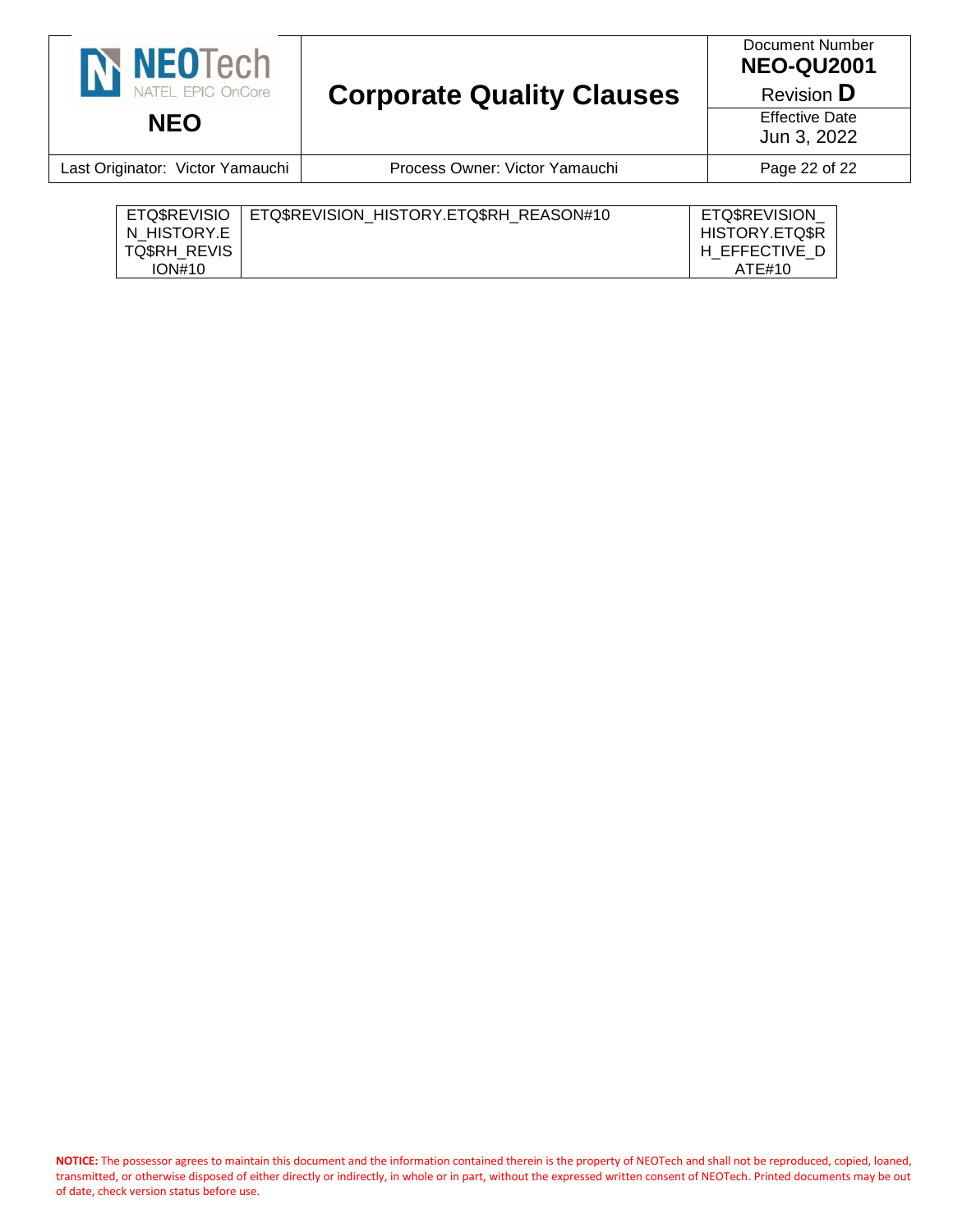| | | |
|---|---|---|
| ETQ$REVISION_HISTORY.ETQ$RH_REVISION#10 | ETQ$REVISION_HISTORY.ETQ$RH_REASON#10 | ETQ$REVISION_HISTORY.ETQ$RH_EFFECTIVE_DATE#10 |

**NOTICE:** The possessor agrees to maintain this document and the information contained therein is the property of NEOTech and shall not be reproduced, copied, loaned, transmitted, or otherwise disposed of either directly or indirectly, in whole or in part, without the expressed written consent of NEOTech. Printed documents may be out of date, check version status before use.